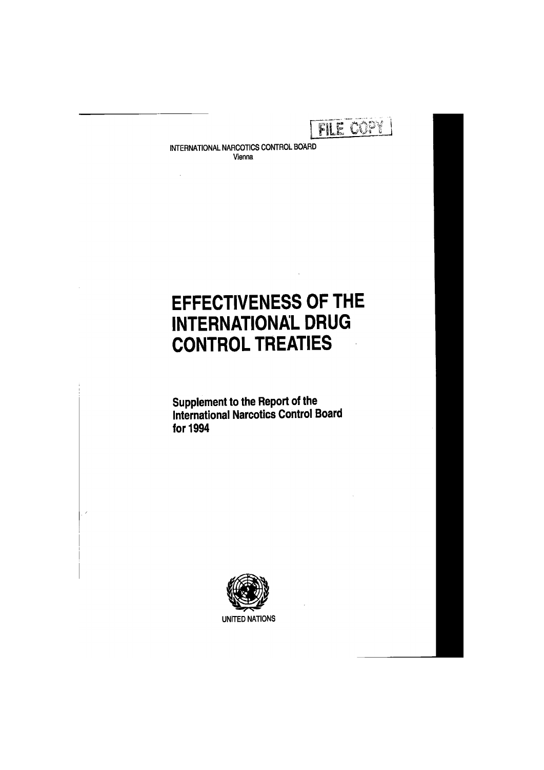FILE COPY

INTERNATIONAL NARCOTICS CONTROL BOARD
Vienna

# EFFECTIVENESS OF THE INTERNATIONAL DRUG CONTROL TREATIES

**Supplement to the Report of the International Narcotics Control Board for 1994**

UNITED NATIONS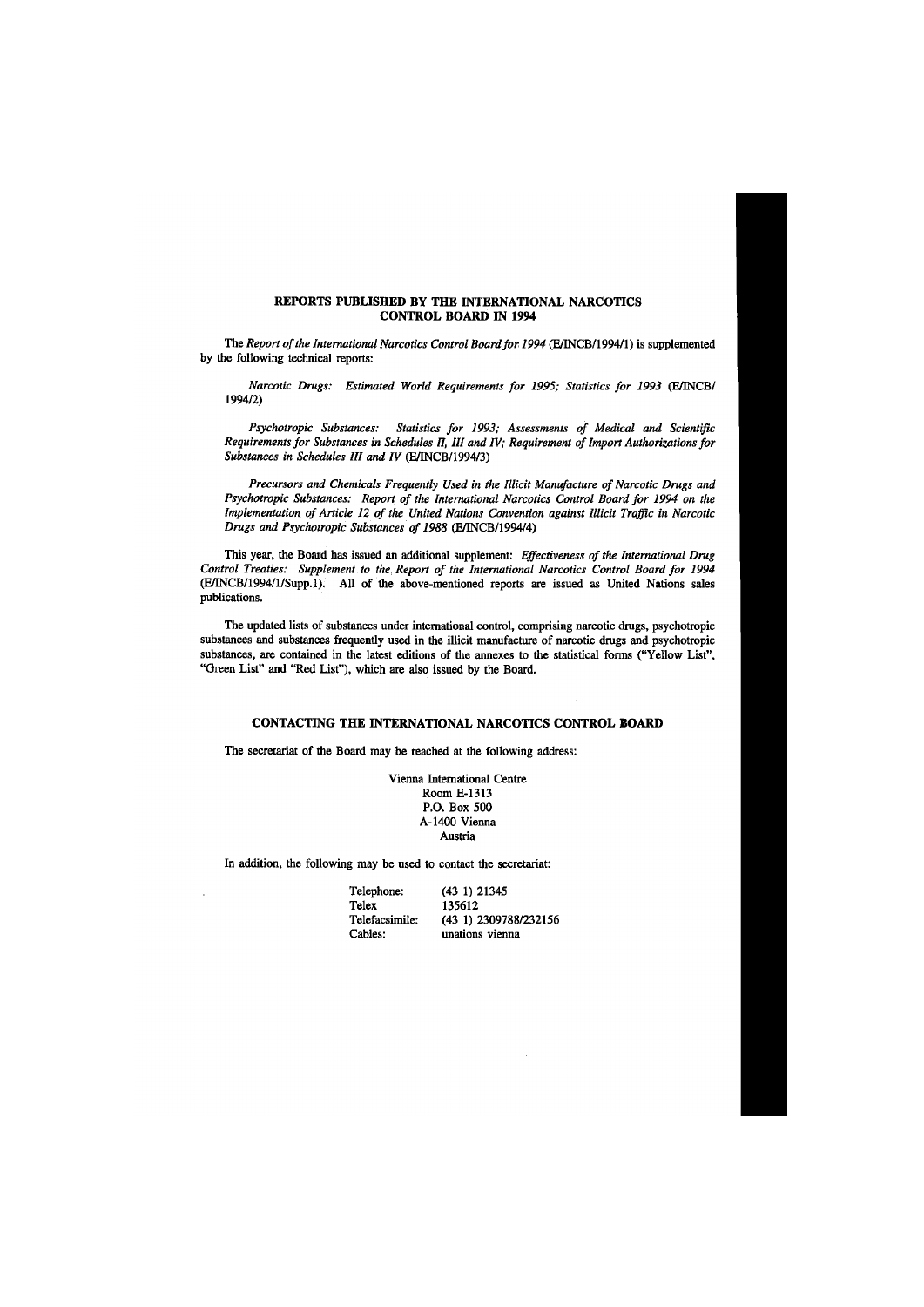## REPORTS PUBLISHED BY THE INTERNATIONAL NARCOTICS CONTROL BOARD IN 1994

The *Report of the International Narcotics Control Board for 1994* (E/INCB/1994/1) is supplemented by the following technical reports:

*Narcotic Drugs: Estimated World Requirements for 1995; Statistics for 1993* (E/INCB/1994/2)

*Psychotropic Substances: Statistics for 1993; Assessments of Medical and Scientific Requirements for Substances in Schedules II, III and IV; Requirement of Import Authorizations for Substances in Schedules III and IV* (E/INCB/1994/3)

*Precursors and Chemicals Frequently Used in the Illicit Manufacture of Narcotic Drugs and Psychotropic Substances: Report of the International Narcotics Control Board for 1994 on the Implementation of Article 12 of the United Nations Convention against Illicit Traffic in Narcotic Drugs and Psychotropic Substances of 1988* (E/INCB/1994/4)

This year, the Board has issued an additional supplement: *Effectiveness of the International Drug Control Treaties: Supplement to the Report of the International Narcotics Control Board for 1994* (E/INCB/1994/1/Supp.1). All of the above-mentioned reports are issued as United Nations sales publications.

The updated lists of substances under international control, comprising narcotic drugs, psychotropic substances and substances frequently used in the illicit manufacture of narcotic drugs and psychotropic substances, are contained in the latest editions of the annexes to the statistical forms ("Yellow List", "Green List" and "Red List"), which are also issued by the Board.

## CONTACTING THE INTERNATIONAL NARCOTICS CONTROL BOARD

The secretariat of the Board may be reached at the following address:

Vienna International Centre
Room E-1313
P.O. Box 500
A-1400 Vienna
Austria

In addition, the following may be used to contact the secretariat:

| | |
|---|---|
| Telephone: | (43 1) 21345 |
| Telex | 135612 |
| Telefacsimile: | (43 1) 2309788/232156 |
| Cables: | unations vienna |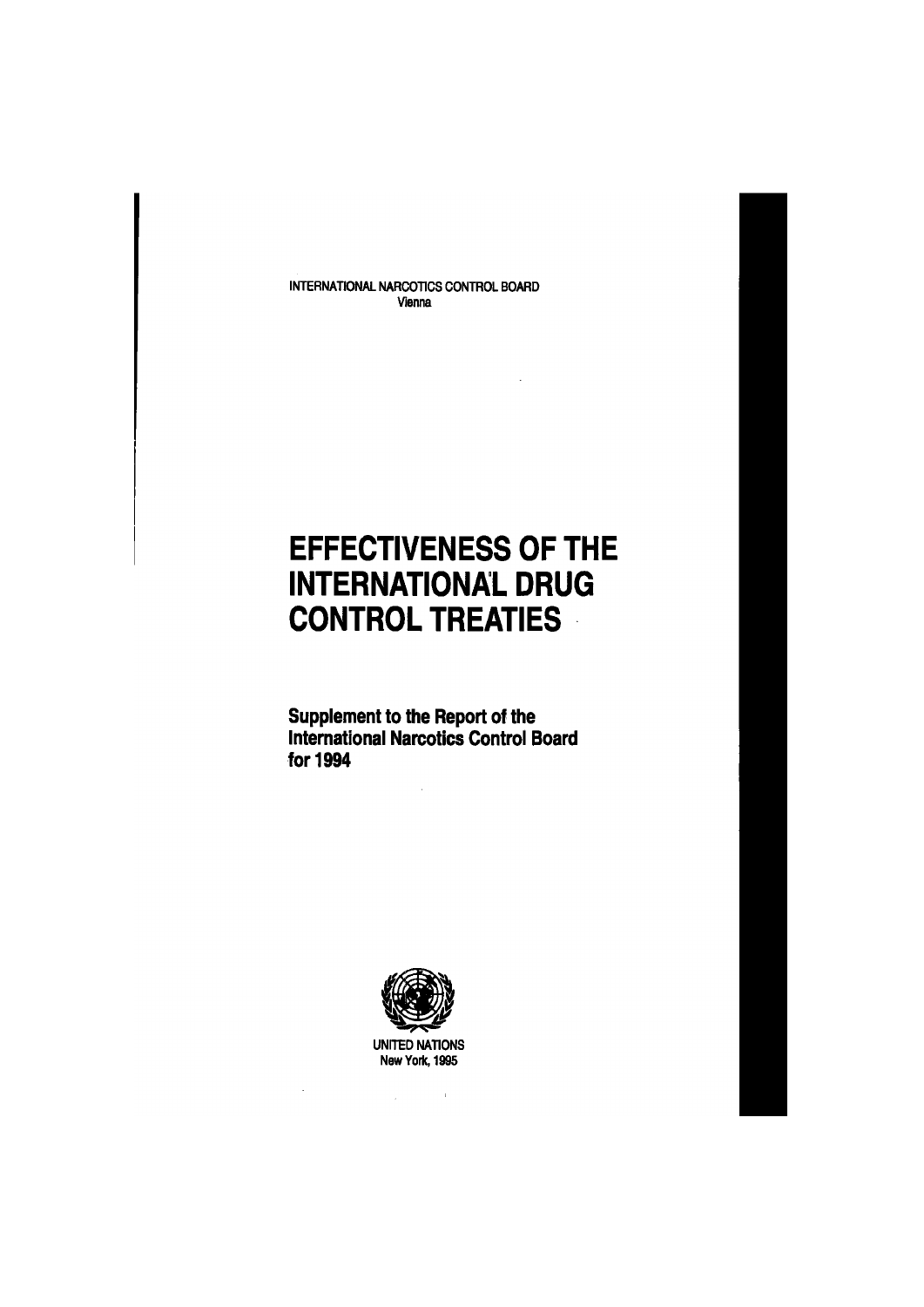INTERNATIONAL NARCOTICS CONTROL BOARD
Vienna

# EFFECTIVENESS OF THE INTERNATIONAL DRUG CONTROL TREATIES

**Supplement to the Report of the International Narcotics Control Board for 1994**

UNITED NATIONS
New York, 1995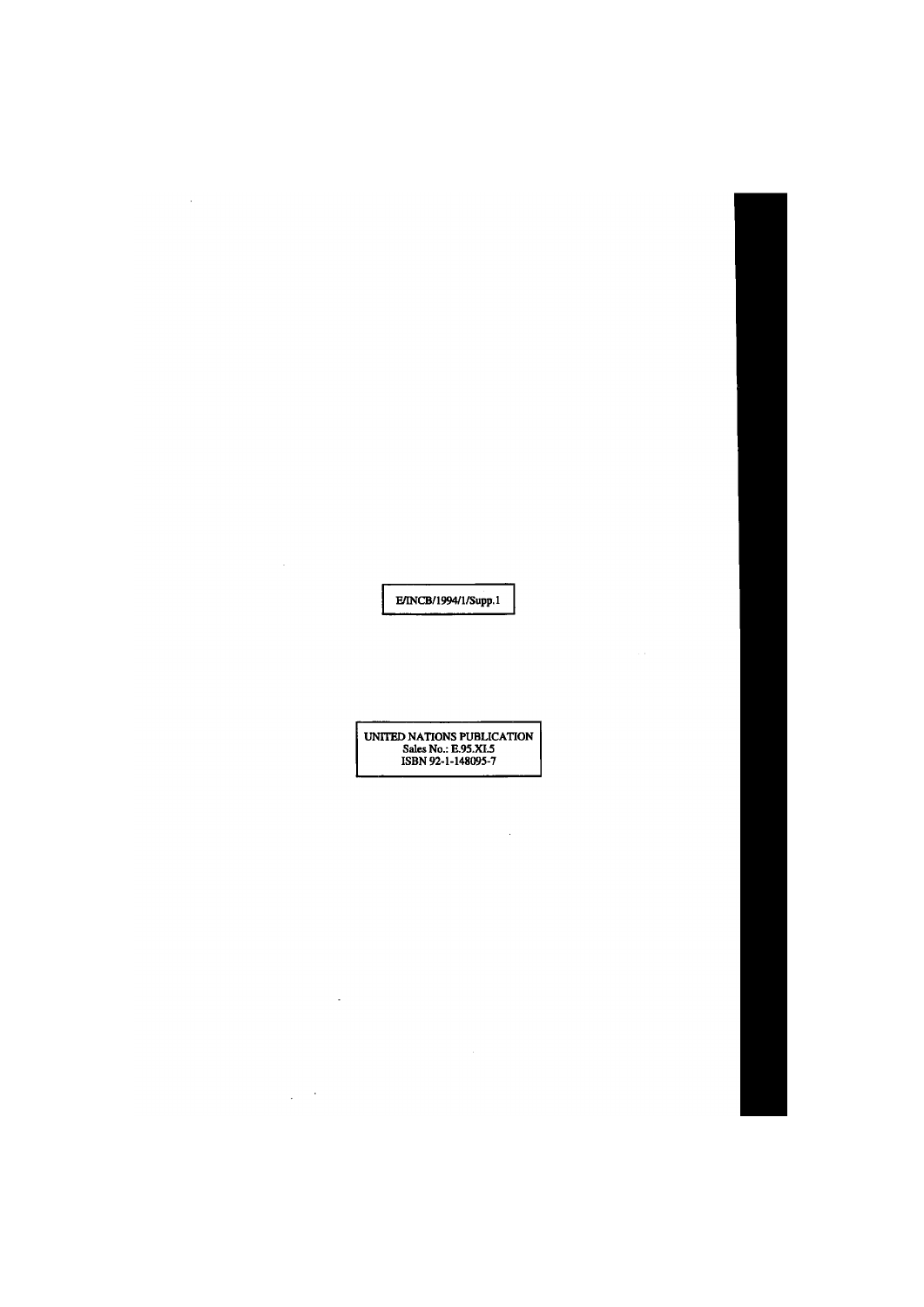E/INCB/1994/1/Supp.1

UNITED NATIONS PUBLICATION
Sales No.: E.95.XI.5
ISBN 92-1-148095-7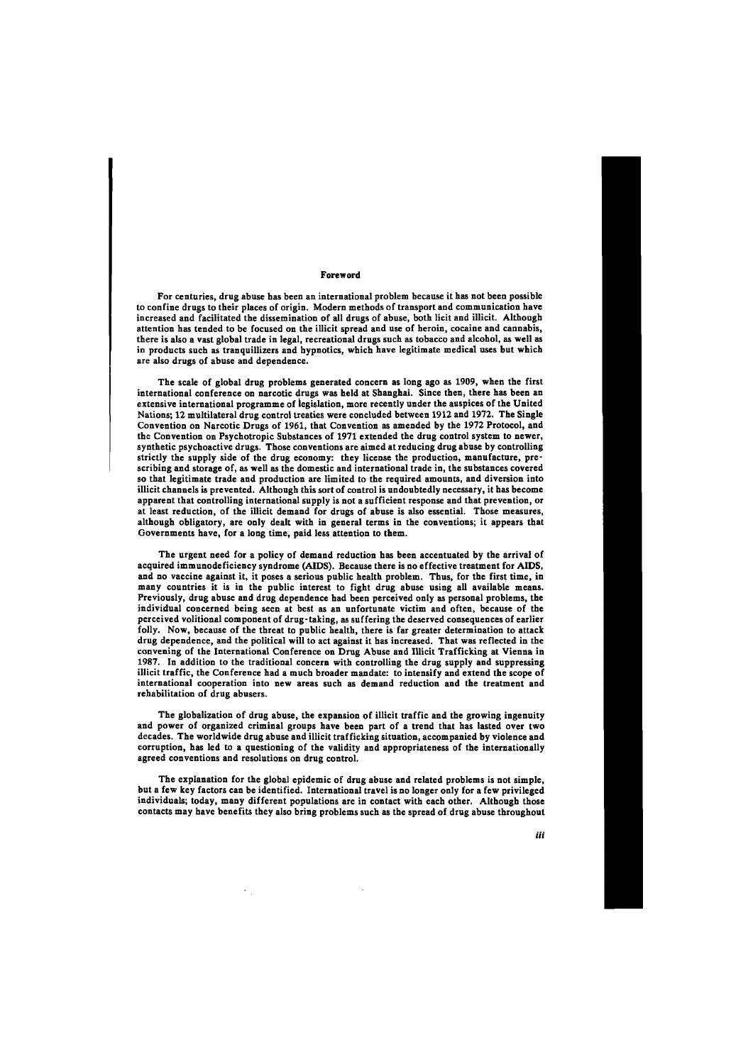## Foreword

For centuries, drug abuse has been an international problem because it has not been possible to confine drugs to their places of origin. Modern methods of transport and communication have increased and facilitated the dissemination of all drugs of abuse, both licit and illicit. Although attention has tended to be focused on the illicit spread and use of heroin, cocaine and cannabis, there is also a vast global trade in legal, recreational drugs such as tobacco and alcohol, as well as in products such as tranquillizers and hypnotics, which have legitimate medical uses but which are also drugs of abuse and dependence.

The scale of global drug problems generated concern as long ago as 1909, when the first international conference on narcotic drugs was held at Shanghai. Since then, there has been an extensive international programme of legislation, more recently under the auspices of the United Nations; 12 multilateral drug control treaties were concluded between 1912 and 1972. The Single Convention on Narcotic Drugs of 1961, that Convention as amended by the 1972 Protocol, and the Convention on Psychotropic Substances of 1971 extended the drug control system to newer, synthetic psychoactive drugs. Those conventions are aimed at reducing drug abuse by controlling strictly the supply side of the drug economy: they license the production, manufacture, prescribing and storage of, as well as the domestic and international trade in, the substances covered so that legitimate trade and production are limited to the required amounts, and diversion into illicit channels is prevented. Although this sort of control is undoubtedly necessary, it has become apparent that controlling international supply is not a sufficient response and that prevention, or at least reduction, of the illicit demand for drugs of abuse is also essential. Those measures, although obligatory, are only dealt with in general terms in the conventions; it appears that Governments have, for a long time, paid less attention to them.

The urgent need for a policy of demand reduction has been accentuated by the arrival of acquired immunodeficiency syndrome (AIDS). Because there is no effective treatment for AIDS, and no vaccine against it, it poses a serious public health problem. Thus, for the first time, in many countries it is in the public interest to fight drug abuse using all available means. Previously, drug abuse and drug dependence had been perceived only as personal problems, the individual concerned being seen at best as an unfortunate victim and often, because of the perceived volitional component of drug-taking, as suffering the deserved consequences of earlier folly. Now, because of the threat to public health, there is far greater determination to attack drug dependence, and the political will to act against it has increased. That was reflected in the convening of the International Conference on Drug Abuse and Illicit Trafficking at Vienna in 1987. In addition to the traditional concern with controlling the drug supply and suppressing illicit traffic, the Conference had a much broader mandate: to intensify and extend the scope of international cooperation into new areas such as demand reduction and the treatment and rehabilitation of drug abusers.

The globalization of drug abuse, the expansion of illicit traffic and the growing ingenuity and power of organized criminal groups have been part of a trend that has lasted over two decades. The worldwide drug abuse and illicit trafficking situation, accompanied by violence and corruption, has led to a questioning of the validity and appropriateness of the internationally agreed conventions and resolutions on drug control.

The explanation for the global epidemic of drug abuse and related problems is not simple, but a few key factors can be identified. International travel is no longer only for a few privileged individuals; today, many different populations are in contact with each other. Although those contacts may have benefits they also bring problems such as the spread of drug abuse throughout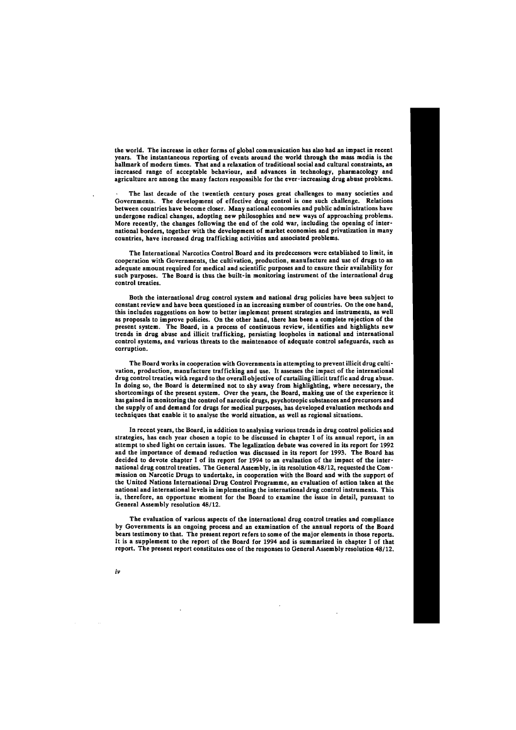the world. The increase in other forms of global communication has also had an impact in recent years. The instantaneous reporting of events around the world through the mass media is the hallmark of modern times. That and a relaxation of traditional social and cultural constraints, an increased range of acceptable behaviour, and advances in technology, pharmacology and agriculture are among the many factors responsible for the ever-increasing drug abuse problems.

The last decade of the twentieth century poses great challenges to many societies and Governments. The development of effective drug control is one such challenge. Relations between countries have become closer. Many national economies and public administrations have undergone radical changes, adopting new philosophies and new ways of approaching problems. More recently, the changes following the end of the cold war, including the opening of international borders, together with the development of market economies and privatization in many countries, have increased drug trafficking activities and associated problems.

The International Narcotics Control Board and its predecessors were established to limit, in cooperation with Governments, the cultivation, production, manufacture and use of drugs to an adequate amount required for medical and scientific purposes and to ensure their availability for such purposes. The Board is thus the built-in monitoring instrument of the international drug control treaties.

Both the international drug control system and national drug policies have been subject to constant review and have been questioned in an increasing number of countries. On the one hand, this includes suggestions on how to better implement present strategies and instruments, as well as proposals to improve policies. On the other hand, there has been a complete rejection of the present system. The Board, in a process of continuous review, identifies and highlights new trends in drug abuse and illicit trafficking, persisting loopholes in national and international control systems, and various threats to the maintenance of adequate control safeguards, such as corruption.

The Board works in cooperation with Governments in attempting to prevent illicit drug cultivation, production, manufacture trafficking and use. It assesses the impact of the international drug control treaties with regard to the overall objective of curtailing illicit traffic and drug abuse. In doing so, the Board is determined not to shy away from highlighting, where necessary, the shortcomings of the present system. Over the years, the Board, making use of the experience it has gained in monitoring the control of narcotic drugs, psychotropic substances and precursors and the supply of and demand for drugs for medical purposes, has developed evaluation methods and techniques that enable it to analyse the world situation, as well as regional situations.

In recent years, the Board, in addition to analysing various trends in drug control policies and strategies, has each year chosen a topic to be discussed in chapter I of its annual report, in an attempt to shed light on certain issues. The legalization debate was covered in its report for 1992 and the importance of demand reduction was discussed in its report for 1993. The Board has decided to devote chapter I of its report for 1994 to an evaluation of the impact of the international drug control treaties. The General Assembly, in its resolution 48/12, requested the Commission on Narcotic Drugs to undertake, in cooperation with the Board and with the support of the United Nations International Drug Control Programme, an evaluation of action taken at the national and international levels in implementing the international drug control instruments. This is, therefore, an opportune moment for the Board to examine the issue in detail, pursuant to General Assembly resolution 48/12.

The evaluation of various aspects of the international drug control treaties and compliance by Governments is an ongoing process and an examination of the annual reports of the Board bears testimony to that. The present report refers to some of the major elements in those reports. It is a supplement to the report of the Board for 1994 and is summarized in chapter I of that report. The present report constitutes one of the responses to General Assembly resolution 48/12.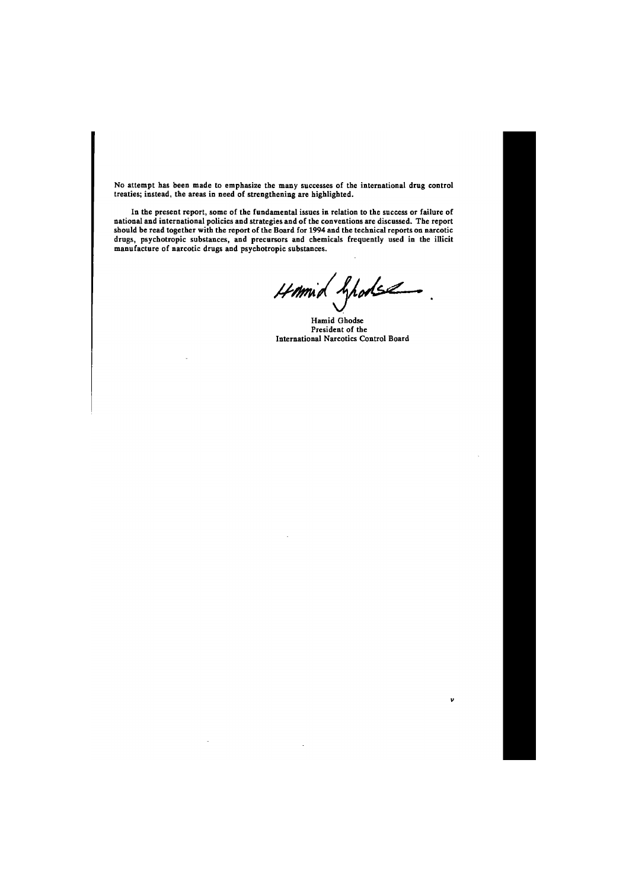No attempt has been made to emphasize the many successes of the international drug control treaties; instead, the areas in need of strengthening are highlighted.

In the present report, some of the fundamental issues in relation to the success or failure of national and international policies and strategies and of the conventions are discussed. The report should be read together with the report of the Board for 1994 and the technical reports on narcotic drugs, psychotropic substances, and precursors and chemicals frequently used in the illicit manufacture of narcotic drugs and psychotropic substances.

Hamid Ghodse
President of the
International Narcotics Control Board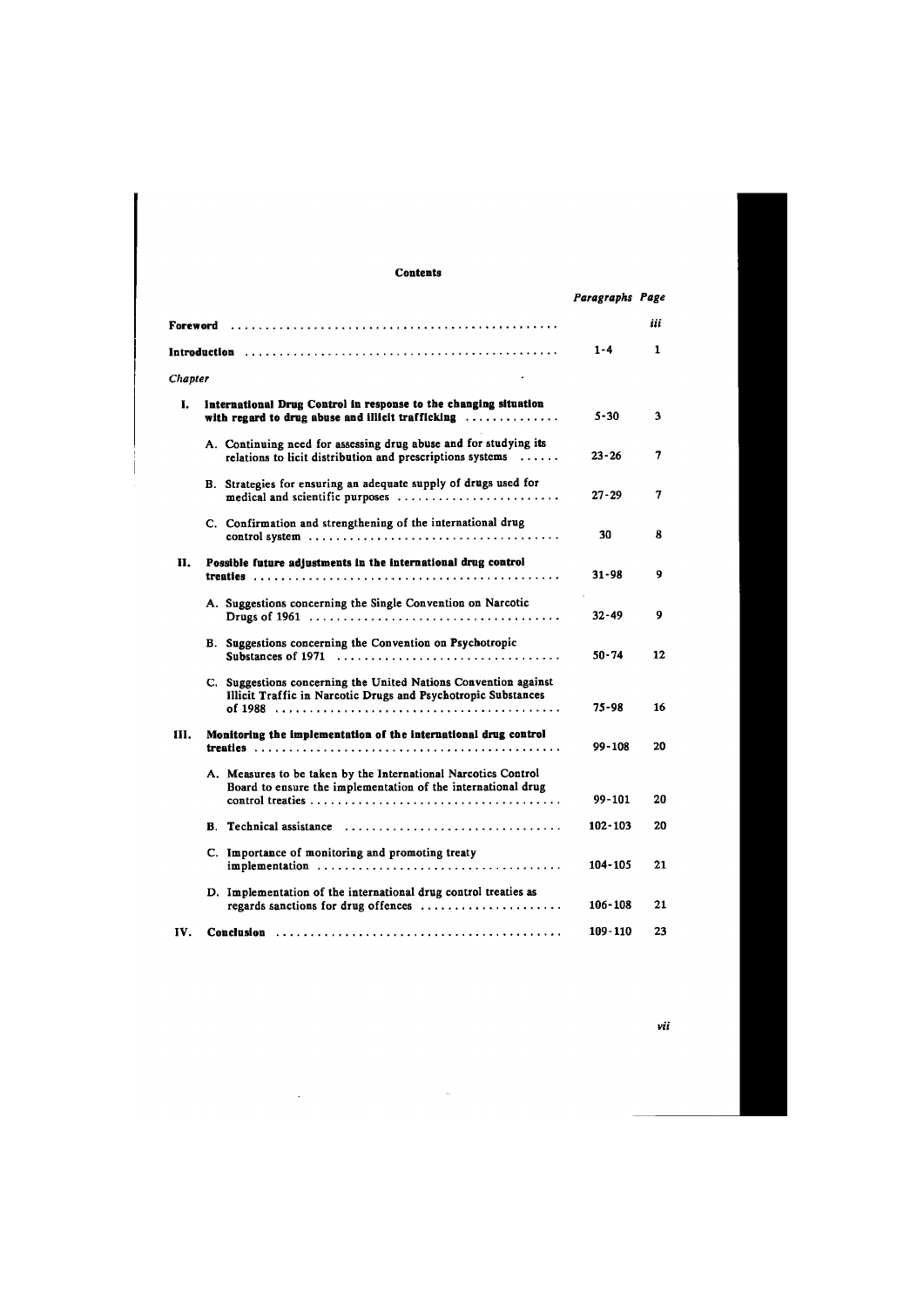# Contents

| | | Paragraphs | Page |
|---|---|---|---|
| **Foreword** | | | iii |
| **Introduction** | | 1-4 | 1 |
| *Chapter* | | | |
| **I.** | **International Drug Control in response to the changing situation with regard to drug abuse and illicit trafficking** | 5-30 | 3 |
| | A. Continuing need for assessing drug abuse and for studying its relations to licit distribution and prescriptions systems | 23-26 | 7 |
| | B. Strategies for ensuring an adequate supply of drugs used for medical and scientific purposes | 27-29 | 7 |
| | C. Confirmation and strengthening of the international drug control system | 30 | 8 |
| **II.** | **Possible future adjustments in the international drug control treaties** | 31-98 | 9 |
| | A. Suggestions concerning the Single Convention on Narcotic Drugs of 1961 | 32-49 | 9 |
| | B. Suggestions concerning the Convention on Psychotropic Substances of 1971 | 50-74 | 12 |
| | C. Suggestions concerning the United Nations Convention against Illicit Traffic in Narcotic Drugs and Psychotropic Substances of 1988 | 75-98 | 16 |
| **III.** | **Monitoring the implementation of the international drug control treaties** | 99-108 | 20 |
| | A. Measures to be taken by the International Narcotics Control Board to ensure the implementation of the international drug control treaties | 99-101 | 20 |
| | B. Technical assistance | 102-103 | 20 |
| | C. Importance of monitoring and promoting treaty implementation | 104-105 | 21 |
| | D. Implementation of the international drug control treaties as regards sanctions for drug offences | 106-108 | 21 |
| **IV.** | **Conclusion** | 109-110 | 23 |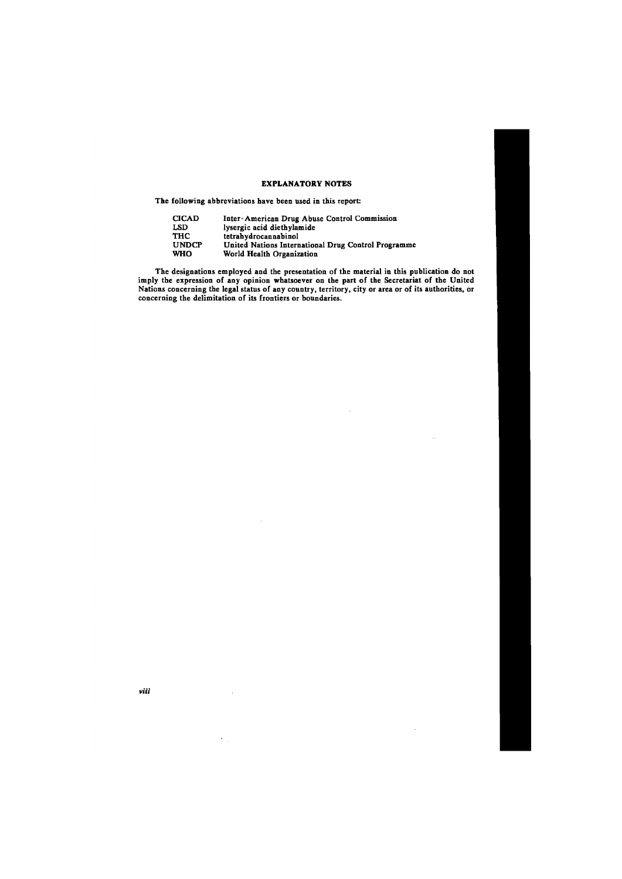## EXPLANATORY NOTES

The following abbreviations have been used in this report:

| | |
|---|---|
| CICAD | Inter-American Drug Abuse Control Commission |
| LSD | lysergic acid diethylamide |
| THC | tetrahydrocannabinol |
| UNDCP | United Nations International Drug Control Programme |
| WHO | World Health Organization |

The designations employed and the presentation of the material in this publication do not imply the expression of any opinion whatsoever on the part of the Secretariat of the United Nations concerning the legal status of any country, territory, city or area or of its authorities, or concerning the delimitation of its frontiers or boundaries.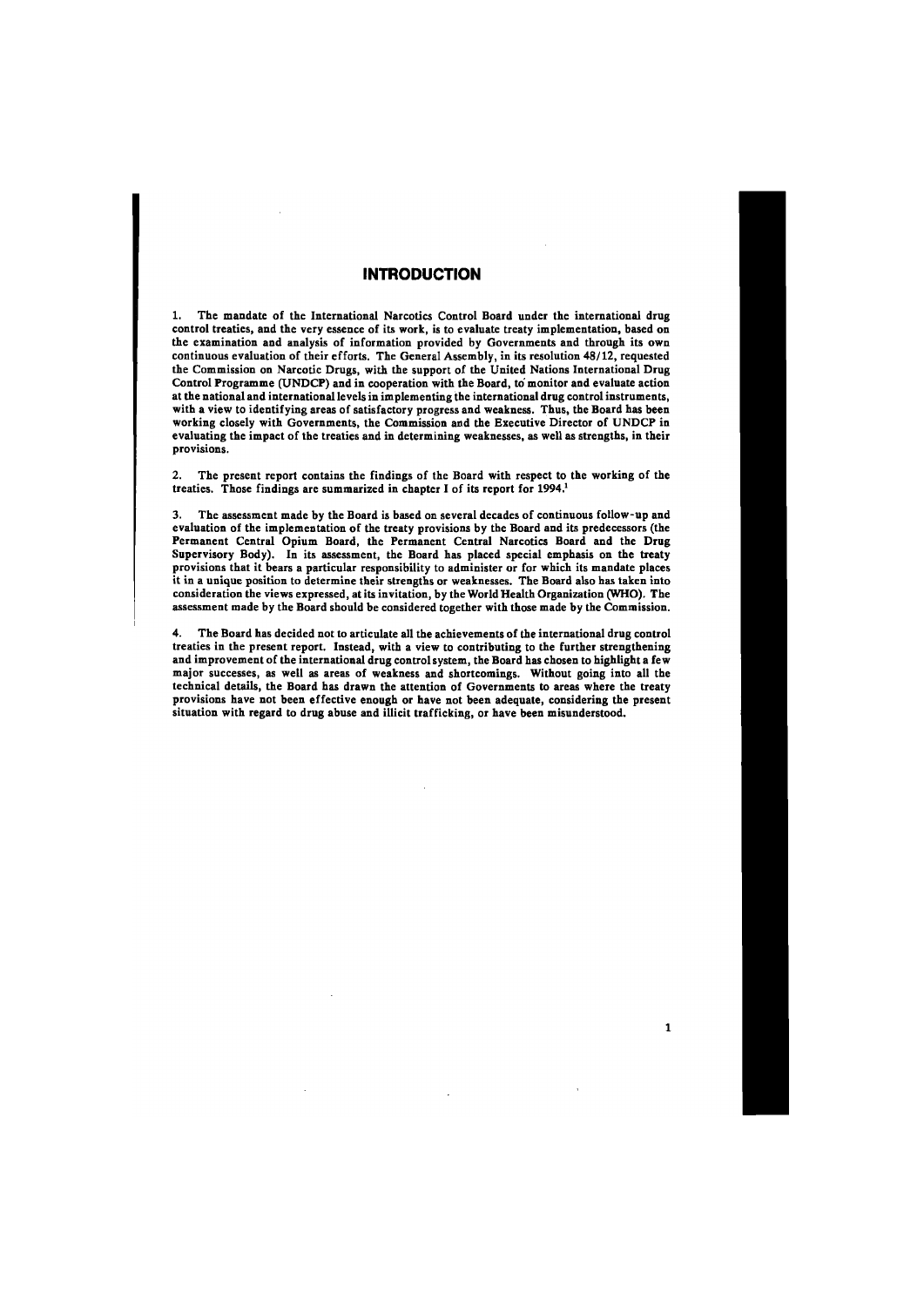# INTRODUCTION

1. The mandate of the International Narcotics Control Board under the international drug control treaties, and the very essence of its work, is to evaluate treaty implementation, based on the examination and analysis of information provided by Governments and through its own continuous evaluation of their efforts. The General Assembly, in its resolution 48/12, requested the Commission on Narcotic Drugs, with the support of the United Nations International Drug Control Programme (UNDCP) and in cooperation with the Board, to monitor and evaluate action at the national and international levels in implementing the international drug control instruments, with a view to identifying areas of satisfactory progress and weakness. Thus, the Board has been working closely with Governments, the Commission and the Executive Director of UNDCP in evaluating the impact of the treaties and in determining weaknesses, as well as strengths, in their provisions.

2. The present report contains the findings of the Board with respect to the working of the treaties. Those findings are summarized in chapter I of its report for 1994.[1]

3. The assessment made by the Board is based on several decades of continuous follow-up and evaluation of the implementation of the treaty provisions by the Board and its predecessors (the Permanent Central Opium Board, the Permanent Central Narcotics Board and the Drug Supervisory Body). In its assessment, the Board has placed special emphasis on the treaty provisions that it bears a particular responsibility to administer or for which its mandate places it in a unique position to determine their strengths or weaknesses. The Board also has taken into consideration the views expressed, at its invitation, by the World Health Organization (WHO). The assessment made by the Board should be considered together with those made by the Commission.

4. The Board has decided not to articulate all the achievements of the international drug control treaties in the present report. Instead, with a view to contributing to the further strengthening and improvement of the international drug control system, the Board has chosen to highlight a few major successes, as well as areas of weakness and shortcomings. Without going into all the technical details, the Board has drawn the attention of Governments to areas where the treaty provisions have not been effective enough or have not been adequate, considering the present situation with regard to drug abuse and illicit trafficking, or have been misunderstood.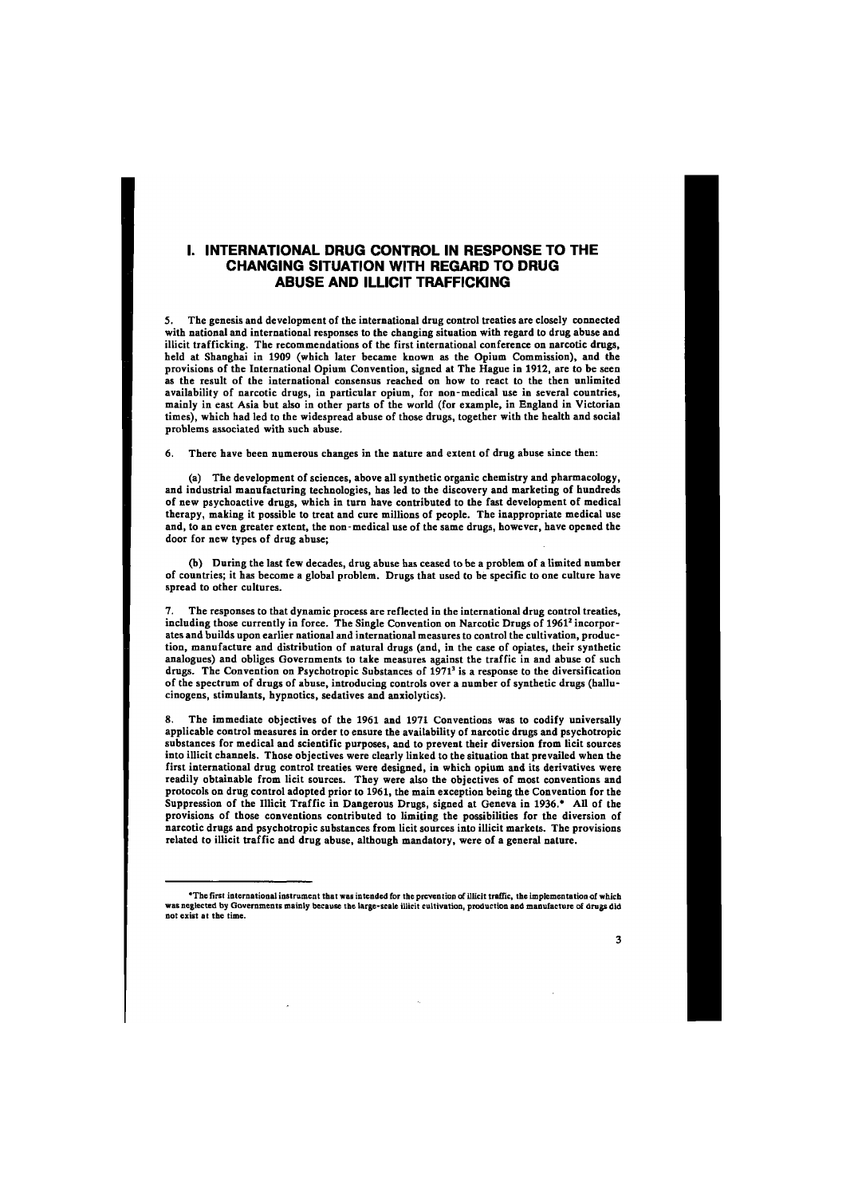# I. INTERNATIONAL DRUG CONTROL IN RESPONSE TO THE CHANGING SITUATION WITH REGARD TO DRUG ABUSE AND ILLICIT TRAFFICKING

5. The genesis and development of the international drug control treaties are closely connected with national and international responses to the changing situation with regard to drug abuse and illicit trafficking. The recommendations of the first international conference on narcotic drugs, held at Shanghai in 1909 (which later became known as the Opium Commission), and the provisions of the International Opium Convention, signed at The Hague in 1912, are to be seen as the result of the international consensus reached on how to react to the then unlimited availability of narcotic drugs, in particular opium, for non-medical use in several countries, mainly in east Asia but also in other parts of the world (for example, in England in Victorian times), which had led to the widespread abuse of those drugs, together with the health and social problems associated with such abuse.

6. There have been numerous changes in the nature and extent of drug abuse since then:

(a) The development of sciences, above all synthetic organic chemistry and pharmacology, and industrial manufacturing technologies, has led to the discovery and marketing of hundreds of new psychoactive drugs, which in turn have contributed to the fast development of medical therapy, making it possible to treat and cure millions of people. The inappropriate medical use and, to an even greater extent, the non-medical use of the same drugs, however, have opened the door for new types of drug abuse;

(b) During the last few decades, drug abuse has ceased to be a problem of a limited number of countries; it has become a global problem. Drugs that used to be specific to one culture have spread to other cultures.

7. The responses to that dynamic process are reflected in the international drug control treaties, including those currently in force. The Single Convention on Narcotic Drugs of 1961[2] incorporates and builds upon earlier national and international measures to control the cultivation, production, manufacture and distribution of natural drugs (and, in the case of opiates, their synthetic analogues) and obliges Governments to take measures against the traffic in and abuse of such drugs. The Convention on Psychotropic Substances of 1971[3] is a response to the diversification of the spectrum of drugs of abuse, introducing controls over a number of synthetic drugs (hallucinogens, stimulants, hypnotics, sedatives and anxiolytics).

8. The immediate objectives of the 1961 and 1971 Conventions was to codify universally applicable control measures in order to ensure the availability of narcotic drugs and psychotropic substances for medical and scientific purposes, and to prevent their diversion from licit sources into illicit channels. Those objectives were clearly linked to the situation that prevailed when the first international drug control treaties were designed, in which opium and its derivatives were readily obtainable from licit sources. They were also the objectives of most conventions and protocols on drug control adopted prior to 1961, the main exception being the Convention for the Suppression of the Illicit Traffic in Dangerous Drugs, signed at Geneva in 1936.* All of the provisions of those conventions contributed to limiting the possibilities for the diversion of narcotic drugs and psychotropic substances from licit sources into illicit markets. The provisions related to illicit traffic and drug abuse, although mandatory, were of a general nature.

*The first international instrument that was intended for the prevention of illicit traffic, the implementation of which was neglected by Governments mainly because the large-scale illicit cultivation, production and manufacture of drugs did not exist at the time.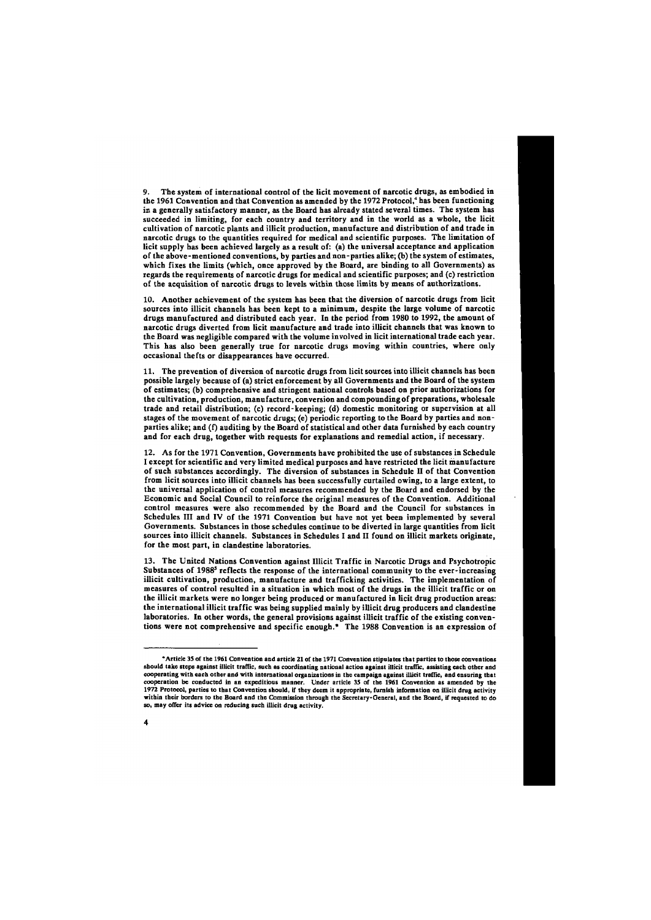9. The system of international control of the licit movement of narcotic drugs, as embodied in the 1961 Convention and that Convention as amended by the 1972 Protocol,[4] has been functioning in a generally satisfactory manner, as the Board has already stated several times. The system has succeeded in limiting, for each country and territory and in the world as a whole, the licit cultivation of narcotic plants and illicit production, manufacture and distribution of and trade in narcotic drugs to the quantities required for medical and scientific purposes. The limitation of licit supply has been achieved largely as a result of: (a) the universal acceptance and application of the above-mentioned conventions, by parties and non-parties alike; (b) the system of estimates, which fixes the limits (which, once approved by the Board, are binding to all Governments) as regards the requirements of narcotic drugs for medical and scientific purposes; and (c) restriction of the acquisition of narcotic drugs to levels within those limits by means of authorizations.

10. Another achievement of the system has been that the diversion of narcotic drugs from licit sources into illicit channels has been kept to a minimum, despite the large volume of narcotic drugs manufactured and distributed each year. In the period from 1980 to 1992, the amount of narcotic drugs diverted from licit manufacture and trade into illicit channels that was known to the Board was negligible compared with the volume involved in licit international trade each year. This has also been generally true for narcotic drugs moving within countries, where only occasional thefts or disappearances have occurred.

11. The prevention of diversion of narcotic drugs from licit sources into illicit channels has been possible largely because of (a) strict enforcement by all Governments and the Board of the system of estimates; (b) comprehensive and stringent national controls based on prior authorizations for the cultivation, production, manufacture, conversion and compounding of preparations, wholesale trade and retail distribution; (c) record-keeping; (d) domestic monitoring or supervision at all stages of the movement of narcotic drugs; (e) periodic reporting to the Board by parties and non-parties alike; and (f) auditing by the Board of statistical and other data furnished by each country and for each drug, together with requests for explanations and remedial action, if necessary.

12. As for the 1971 Convention, Governments have prohibited the use of substances in Schedule I except for scientific and very limited medical purposes and have restricted the licit manufacture of such substances accordingly. The diversion of substances in Schedule II of that Convention from licit sources into illicit channels has been successfully curtailed owing, to a large extent, to the universal application of control measures recommended by the Board and endorsed by the Economic and Social Council to reinforce the original measures of the Convention. Additional control measures were also recommended by the Board and the Council for substances in Schedules III and IV of the 1971 Convention but have not yet been implemented by several Governments. Substances in those schedules continue to be diverted in large quantities from licit sources into illicit channels. Substances in Schedules I and II found on illicit markets originate, for the most part, in clandestine laboratories.

13. The United Nations Convention against Illicit Traffic in Narcotic Drugs and Psychotropic Substances of 1988[5] reflects the response of the international community to the ever-increasing illicit cultivation, production, manufacture and trafficking activities. The implementation of measures of control resulted in a situation in which most of the drugs in the illicit traffic or on the illicit markets were no longer being produced or manufactured in licit drug production areas: the international illicit traffic was being supplied mainly by illicit drug producers and clandestine laboratories. In other words, the general provisions against illicit traffic of the existing conventions were not comprehensive and specific enough.* The 1988 Convention is an expression of

---

*Article 35 of the 1961 Convention and article 21 of the 1971 Convention stipulate that parties to those conventions should take steps against illicit traffic, such as coordinating national action against illicit traffic, assisting each other and cooperating with each other and with international organizations in the campaign against illicit traffic, and ensuring that cooperation be conducted in an expeditious manner. Under article 35 of the 1961 Convention as amended by the 1972 Protocol, parties to that Convention should, if they deem it appropriate, furnish information on illicit drug activity within their borders to the Board and the Commission through the Secretary-General, and the Board, if requested to do so, may offer its advice on reducing such illicit drug activity.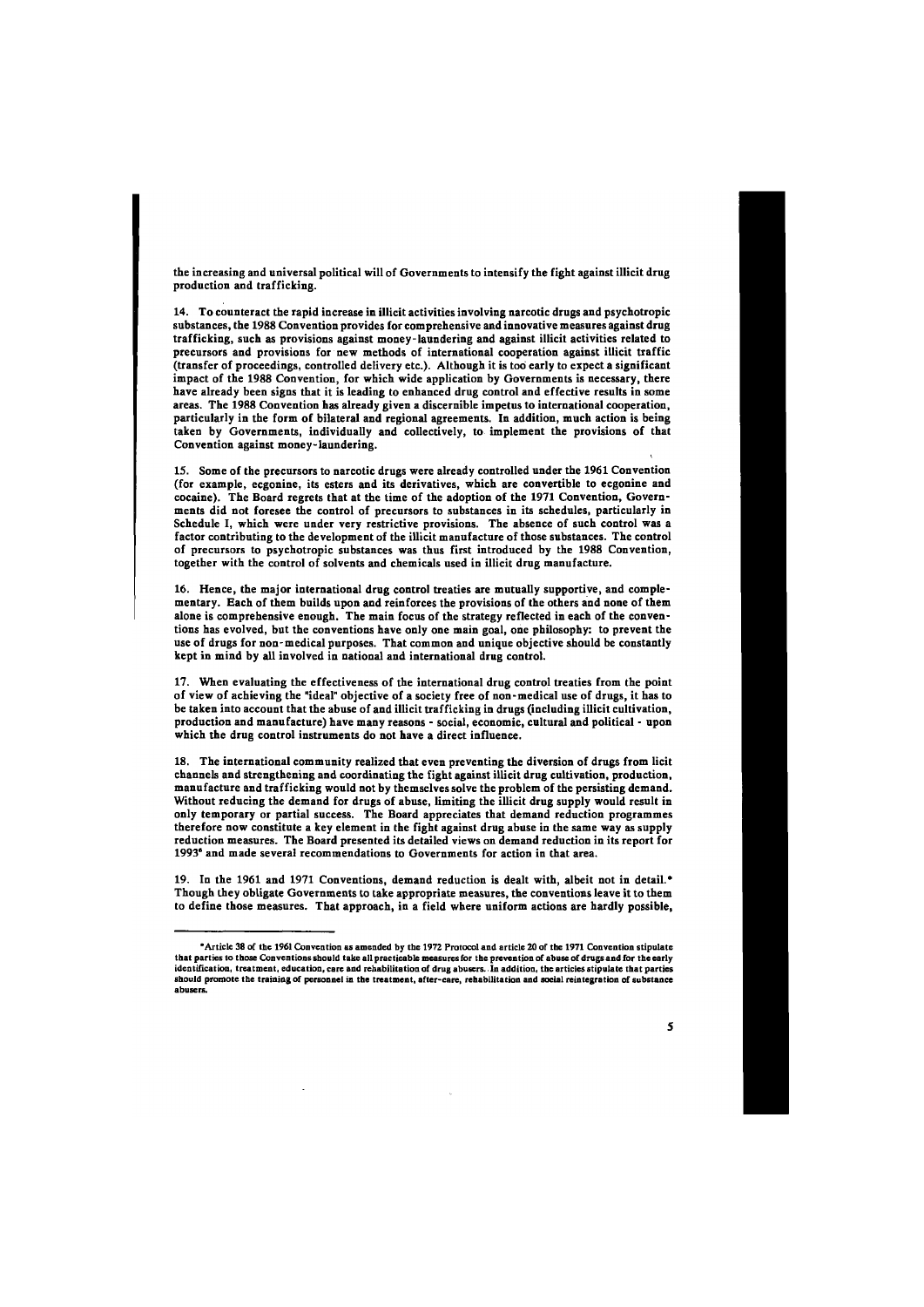the increasing and universal political will of Governments to intensify the fight against illicit drug production and trafficking.

14. To counteract the rapid increase in illicit activities involving narcotic drugs and psychotropic substances, the 1988 Convention provides for comprehensive and innovative measures against drug trafficking, such as provisions against money-laundering and against illicit activities related to precursors and provisions for new methods of international cooperation against illicit traffic (transfer of proceedings, controlled delivery etc.). Although it is too early to expect a significant impact of the 1988 Convention, for which wide application by Governments is necessary, there have already been signs that it is leading to enhanced drug control and effective results in some areas. The 1988 Convention has already given a discernible impetus to international cooperation, particularly in the form of bilateral and regional agreements. In addition, much action is being taken by Governments, individually and collectively, to implement the provisions of that Convention against money-laundering.

15. Some of the precursors to narcotic drugs were already controlled under the 1961 Convention (for example, ecgonine, its esters and its derivatives, which are convertible to ecgonine and cocaine). The Board regrets that at the time of the adoption of the 1971 Convention, Governments did not foresee the control of precursors to substances in its schedules, particularly in Schedule I, which were under very restrictive provisions. The absence of such control was a factor contributing to the development of the illicit manufacture of those substances. The control of precursors to psychotropic substances was thus first introduced by the 1988 Convention, together with the control of solvents and chemicals used in illicit drug manufacture.

16. Hence, the major international drug control treaties are mutually supportive, and complementary. Each of them builds upon and reinforces the provisions of the others and none of them alone is comprehensive enough. The main focus of the strategy reflected in each of the conventions has evolved, but the conventions have only one main goal, one philosophy: to prevent the use of drugs for non-medical purposes. That common and unique objective should be constantly kept in mind by all involved in national and international drug control.

17. When evaluating the effectiveness of the international drug control treaties from the point of view of achieving the "ideal" objective of a society free of non-medical use of drugs, it has to be taken into account that the abuse of and illicit trafficking in drugs (including illicit cultivation, production and manufacture) have many reasons - social, economic, cultural and political - upon which the drug control instruments do not have a direct influence.

18. The international community realized that even preventing the diversion of drugs from licit channels and strengthening and coordinating the fight against illicit drug cultivation, production, manufacture and trafficking would not by themselves solve the problem of the persisting demand. Without reducing the demand for drugs of abuse, limiting the illicit drug supply would result in only temporary or partial success. The Board appreciates that demand reduction programmes therefore now constitute a key element in the fight against drug abuse in the same way as supply reduction measures. The Board presented its detailed views on demand reduction in its report for 1993[e] and made several recommendations to Governments for action in that area.

19. In the 1961 and 1971 Conventions, demand reduction is dealt with, albeit not in detail.* Though they obligate Governments to take appropriate measures, the conventions leave it to them to define those measures. That approach, in a field where uniform actions are hardly possible,

---

*Article 38 of the 1961 Convention as amended by the 1972 Protocol and article 20 of the 1971 Convention stipulate that parties to those Conventions should take all practicable measures for the prevention of abuse of drugs and for the early identification, treatment, education, care and rehabilitation of drug abusers. In addition, the articles stipulate that parties should promote the training of personnel in the treatment, after-care, rehabilitation and social reintegration of substance abusers.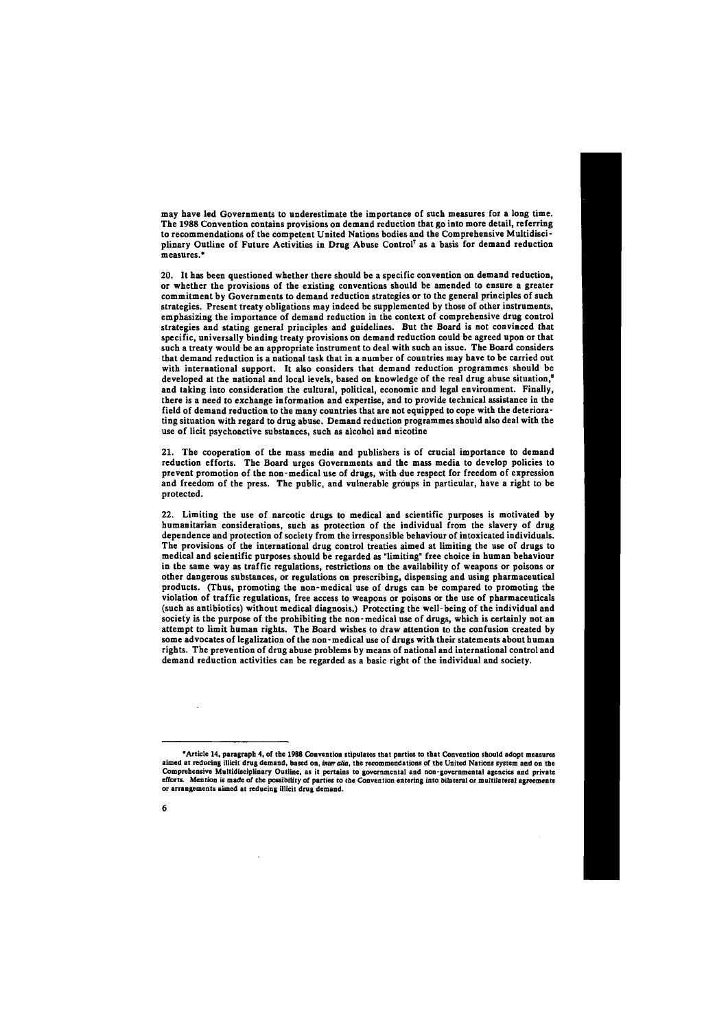may have led Governments to underestimate the importance of such measures for a long time. The 1988 Convention contains provisions on demand reduction that go into more detail, referring to recommendations of the competent United Nations bodies and the Comprehensive Multidisciplinary Outline of Future Activities in Drug Abuse Control[7] as a basis for demand reduction measures.*

20. It has been questioned whether there should be a specific convention on demand reduction, or whether the provisions of the existing conventions should be amended to ensure a greater commitment by Governments to demand reduction strategies or to the general principles of such strategies. Present treaty obligations may indeed be supplemented by those of other instruments, emphasizing the importance of demand reduction in the context of comprehensive drug control strategies and stating general principles and guidelines. But the Board is not convinced that specific, universally binding treaty provisions on demand reduction could be agreed upon or that such a treaty would be an appropriate instrument to deal with such an issue. The Board considers that demand reduction is a national task that in a number of countries may have to be carried out with international support. It also considers that demand reduction programmes should be developed at the national and local levels, based on knowledge of the real drug abuse situation,[8] and taking into consideration the cultural, political, economic and legal environment. Finally, there is a need to exchange information and expertise, and to provide technical assistance in the field of demand reduction to the many countries that are not equipped to cope with the deteriorating situation with regard to drug abuse. Demand reduction programmes should also deal with the use of licit psychoactive substances, such as alcohol and nicotine

21. The cooperation of the mass media and publishers is of crucial importance to demand reduction efforts. The Board urges Governments and the mass media to develop policies to prevent promotion of the non-medical use of drugs, with due respect for freedom of expression and freedom of the press. The public, and vulnerable groups in particular, have a right to be protected.

22. Limiting the use of narcotic drugs to medical and scientific purposes is motivated by humanitarian considerations, such as protection of the individual from the slavery of drug dependence and protection of society from the irresponsible behaviour of intoxicated individuals. The provisions of the international drug control treaties aimed at limiting the use of drugs to medical and scientific purposes should be regarded as "limiting" free choice in human behaviour in the same way as traffic regulations, restrictions on the availability of weapons or poisons or other dangerous substances, or regulations on prescribing, dispensing and using pharmaceutical products. (Thus, promoting the non-medical use of drugs can be compared to promoting the violation of traffic regulations, free access to weapons or poisons or the use of pharmaceuticals (such as antibiotics) without medical diagnosis.) Protecting the well-being of the individual and society is the purpose of the prohibiting the non-medical use of drugs, which is certainly not an attempt to limit human rights. The Board wishes to draw attention to the confusion created by some advocates of legalization of the non-medical use of drugs with their statements about human rights. The prevention of drug abuse problems by means of national and international control and demand reduction activities can be regarded as a basic right of the individual and society.

---

*Article 14, paragraph 4, of the 1988 Convention stipulates that parties to that Convention should adopt measures aimed at reducing illicit drug demand, based on, *inter alia*, the recommendations of the United Nations system and on the Comprehensive Multidisciplinary Outline, as it pertains to governmental and non-governmental agencies and private efforts. Mention is made of the possibility of parties to the Convention entering into bilateral or multilateral agreements or arrangements aimed at reducing illicit drug demand.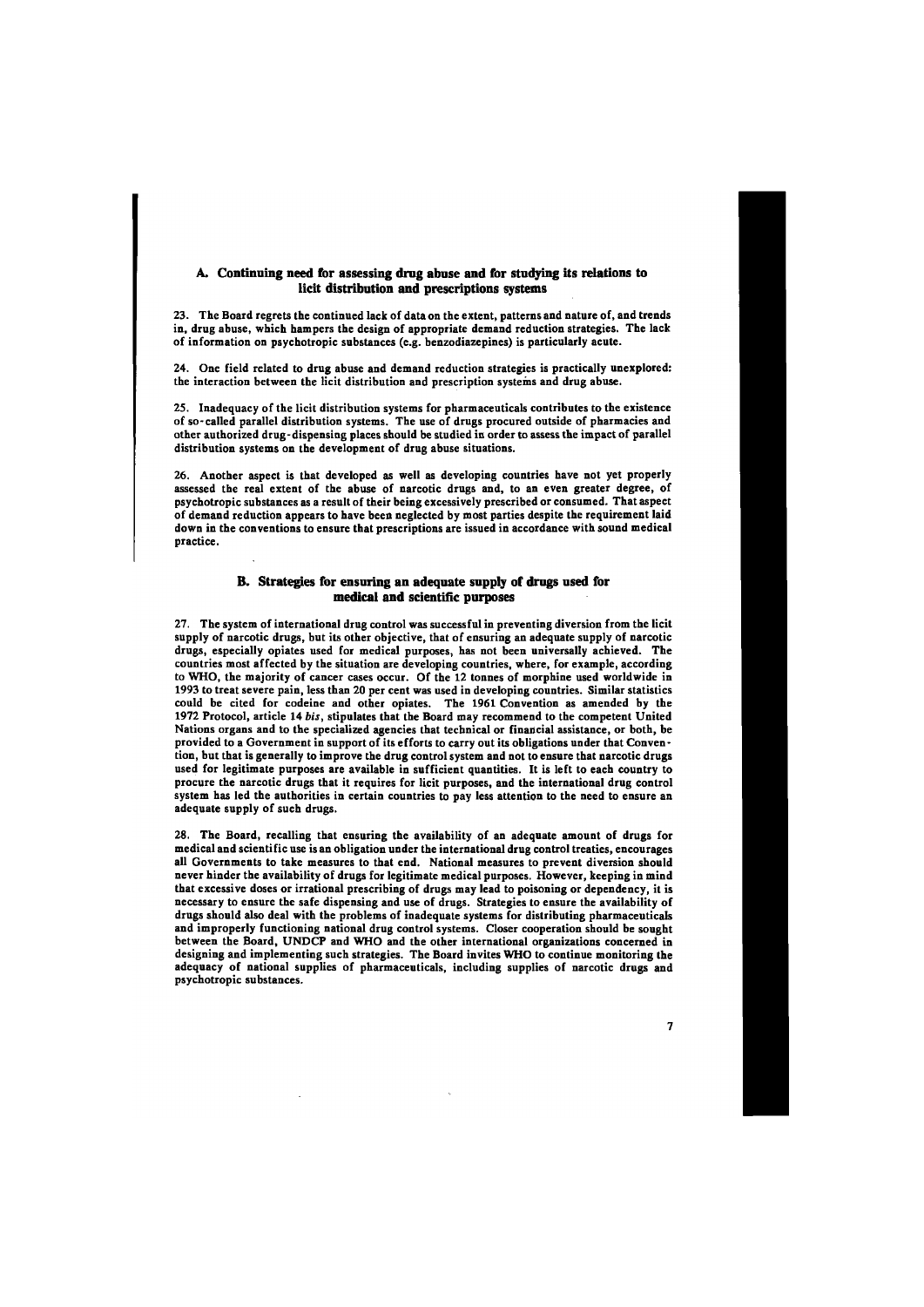## A. Continuing need for assessing drug abuse and for studying its relations to licit distribution and prescriptions systems

23. The Board regrets the continued lack of data on the extent, patterns and nature of, and trends in, drug abuse, which hampers the design of appropriate demand reduction strategies. The lack of information on psychotropic substances (e.g. benzodiazepines) is particularly acute.

24. One field related to drug abuse and demand reduction strategies is practically unexplored: the interaction between the licit distribution and prescription systems and drug abuse.

25. Inadequacy of the licit distribution systems for pharmaceuticals contributes to the existence of so-called parallel distribution systems. The use of drugs procured outside of pharmacies and other authorized drug-dispensing places should be studied in order to assess the impact of parallel distribution systems on the development of drug abuse situations.

26. Another aspect is that developed as well as developing countries have not yet properly assessed the real extent of the abuse of narcotic drugs and, to an even greater degree, of psychotropic substances as a result of their being excessively prescribed or consumed. That aspect of demand reduction appears to have been neglected by most parties despite the requirement laid down in the conventions to ensure that prescriptions are issued in accordance with sound medical practice.

## B. Strategies for ensuring an adequate supply of drugs used for medical and scientific purposes

27. The system of international drug control was successful in preventing diversion from the licit supply of narcotic drugs, but its other objective, that of ensuring an adequate supply of narcotic drugs, especially opiates used for medical purposes, has not been universally achieved. The countries most affected by the situation are developing countries, where, for example, according to WHO, the majority of cancer cases occur. Of the 12 tonnes of morphine used worldwide in 1993 to treat severe pain, less than 20 per cent was used in developing countries. Similar statistics could be cited for codeine and other opiates. The 1961 Convention as amended by the 1972 Protocol, article 14 *bis*, stipulates that the Board may recommend to the competent United Nations organs and to the specialized agencies that technical or financial assistance, or both, be provided to a Government in support of its efforts to carry out its obligations under that Convention, but that is generally to improve the drug control system and not to ensure that narcotic drugs used for legitimate purposes are available in sufficient quantities. It is left to each country to procure the narcotic drugs that it requires for licit purposes, and the international drug control system has led the authorities in certain countries to pay less attention to the need to ensure an adequate supply of such drugs.

28. The Board, recalling that ensuring the availability of an adequate amount of drugs for medical and scientific use is an obligation under the international drug control treaties, encourages all Governments to take measures to that end. National measures to prevent diversion should never hinder the availability of drugs for legitimate medical purposes. However, keeping in mind that excessive doses or irrational prescribing of drugs may lead to poisoning or dependency, it is necessary to ensure the safe dispensing and use of drugs. Strategies to ensure the availability of drugs should also deal with the problems of inadequate systems for distributing pharmaceuticals and improperly functioning national drug control systems. Closer cooperation should be sought between the Board, UNDCP and WHO and the other international organizations concerned in designing and implementing such strategies. The Board invites WHO to continue monitoring the adequacy of national supplies of pharmaceuticals, including supplies of narcotic drugs and psychotropic substances.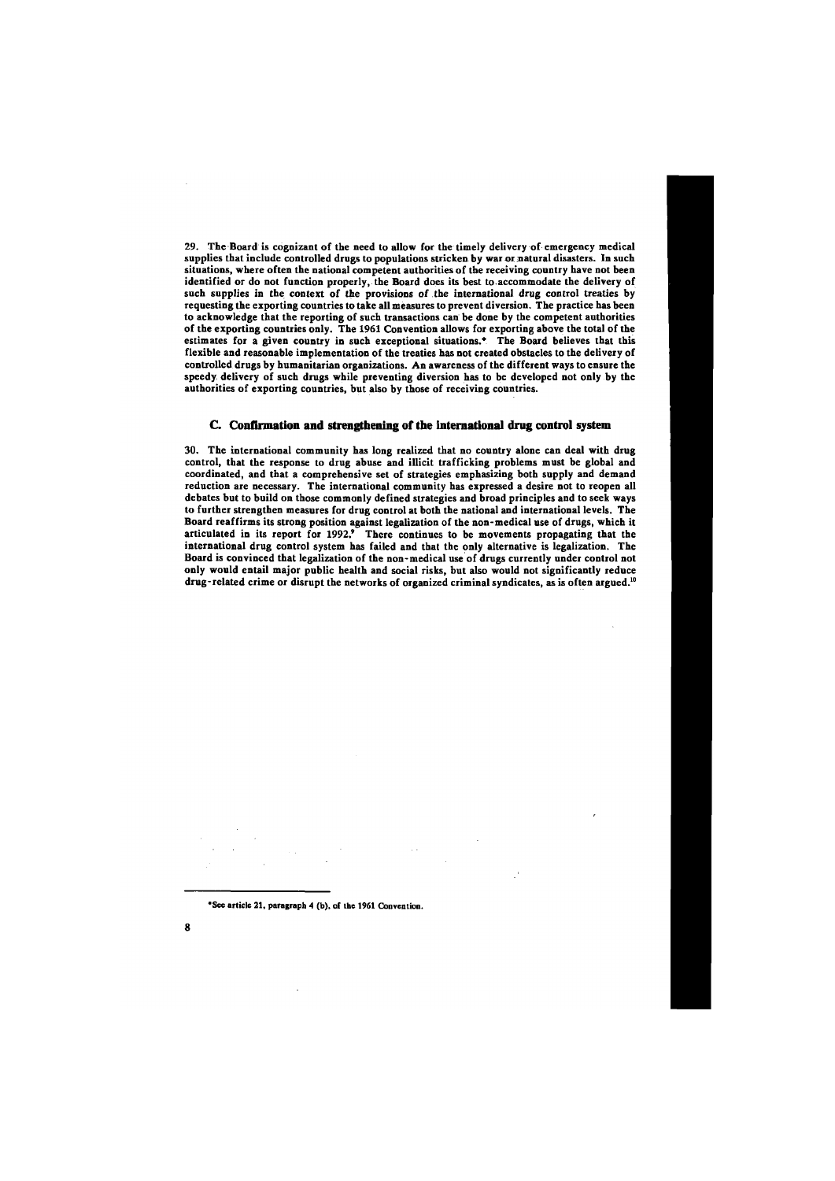29. The Board is cognizant of the need to allow for the timely delivery of emergency medical supplies that include controlled drugs to populations stricken by war or natural disasters. In such situations, where often the national competent authorities of the receiving country have not been identified or do not function properly, the Board does its best to accommodate the delivery of such supplies in the context of the provisions of the international drug control treaties by requesting the exporting countries to take all measures to prevent diversion. The practice has been to acknowledge that the reporting of such transactions can be done by the competent authorities of the exporting countries only. The 1961 Convention allows for exporting above the total of the estimates for a given country in such exceptional situations.* The Board believes that this flexible and reasonable implementation of the treaties has not created obstacles to the delivery of controlled drugs by humanitarian organizations. An awareness of the different ways to ensure the speedy delivery of such drugs while preventing diversion has to be developed not only by the authorities of exporting countries, but also by those of receiving countries.

## C. Confirmation and strengthening of the international drug control system

30. The international community has long realized that no country alone can deal with drug control, that the response to drug abuse and illicit trafficking problems must be global and coordinated, and that a comprehensive set of strategies emphasizing both supply and demand reduction are necessary. The international community has expressed a desire not to reopen all debates but to build on those commonly defined strategies and broad principles and to seek ways to further strengthen measures for drug control at both the national and international levels. The Board reaffirms its strong position against legalization of the non-medical use of drugs, which it articulated in its report for 1992.[9] There continues to be movements propagating that the international drug control system has failed and that the only alternative is legalization. The Board is convinced that legalization of the non-medical use of drugs currently under control not only would entail major public health and social risks, but also would not significantly reduce drug-related crime or disrupt the networks of organized criminal syndicates, as is often argued.[10]

---

*See article 21, paragraph 4 (b), of the 1961 Convention.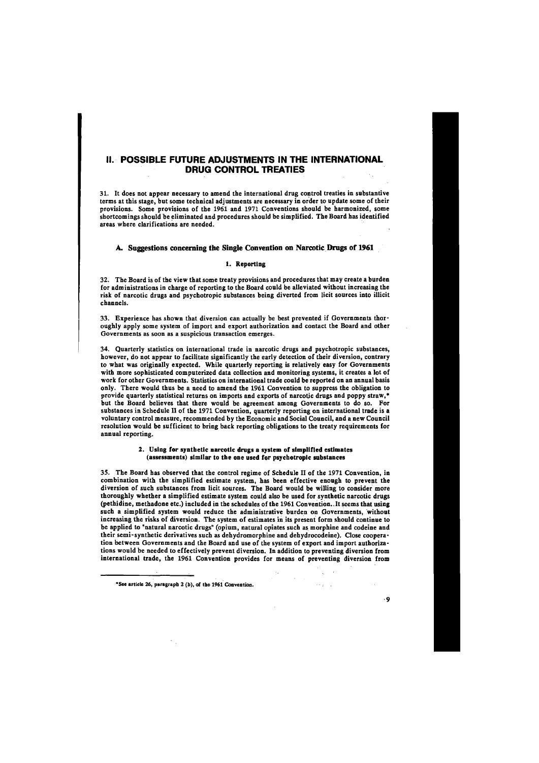# II. POSSIBLE FUTURE ADJUSTMENTS IN THE INTERNATIONAL DRUG CONTROL TREATIES

31. It does not appear necessary to amend the international drug control treaties in substantive terms at this stage, but some technical adjustments are necessary in order to update some of their provisions. Some provisions of the 1961 and 1971 Conventions should be harmonized, some shortcomings should be eliminated and procedures should be simplified. The Board has identified areas where clarifications are needed.

## A. Suggestions concerning the Single Convention on Narcotic Drugs of 1961

### 1. Reporting

32. The Board is of the view that some treaty provisions and procedures that may create a burden for administrations in charge of reporting to the Board could be alleviated without increasing the risk of narcotic drugs and psychotropic substances being diverted from licit sources into illicit channels.

33. Experience has shown that diversion can actually be best prevented if Governments thoroughly apply some system of import and export authorization and contact the Board and other Governments as soon as a suspicious transaction emerges.

34. Quarterly statistics on international trade in narcotic drugs and psychotropic substances, however, do not appear to facilitate significantly the early detection of their diversion, contrary to what was originally expected. While quarterly reporting is relatively easy for Governments with more sophisticated computerized data collection and monitoring systems, it creates a lot of work for other Governments. Statistics on international trade could be reported on an annual basis only. There would thus be a need to amend the 1961 Convention to suppress the obligation to provide quarterly statistical returns on imports and exports of narcotic drugs and poppy straw,* but the Board believes that there would be agreement among Governments to do so. For substances in Schedule II of the 1971 Convention, quarterly reporting on international trade is a voluntary control measure, recommended by the Economic and Social Council, and a new Council resolution would be sufficient to bring back reporting obligations to the treaty requirements for annual reporting.

### 2. Using for synthetic narcotic drugs a system of simplified estimates (assessments) similar to the one used for psychotropic substances

35. The Board has observed that the control regime of Schedule II of the 1971 Convention, in combination with the simplified estimate system, has been effective enough to prevent the diversion of such substances from licit sources. The Board would be willing to consider more thoroughly whether a simplified estimate system could also be used for synthetic narcotic drugs (pethidine, methadone etc.) included in the schedules of the 1961 Convention. It seems that using such a simplified system would reduce the administrative burden on Governments, without increasing the risks of diversion. The system of estimates in its present form should continue to be applied to "natural narcotic drugs" (opium, natural opiates such as morphine and codeine and their semi-synthetic derivatives such as dehydromorphine and dehydrocodeine). Close cooperation between Governments and the Board and use of the system of export and import authorizations would be needed to effectively prevent diversion. In addition to preventing diversion from international trade, the 1961 Convention provides for means of preventing diversion from

---

*See article 26, paragraph 2 (b), of the 1961 Convention.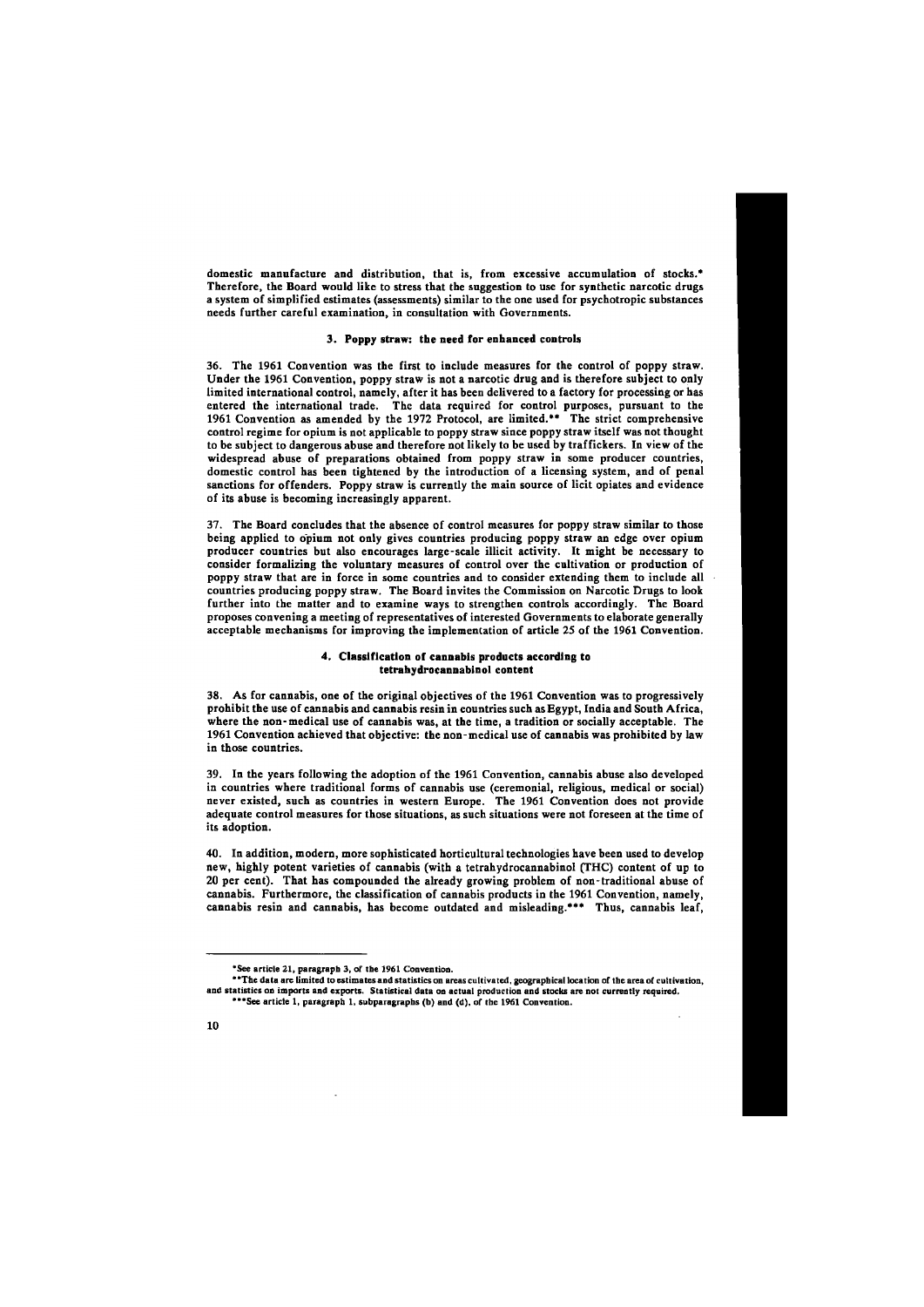domestic manufacture and distribution, that is, from excessive accumulation of stocks.* Therefore, the Board would like to stress that the suggestion to use for synthetic narcotic drugs a system of simplified estimates (assessments) similar to the one used for psychotropic substances needs further careful examination, in consultation with Governments.

### 3. Poppy straw: the need for enhanced controls

36. The 1961 Convention was the first to include measures for the control of poppy straw. Under the 1961 Convention, poppy straw is not a narcotic drug and is therefore subject to only limited international control, namely, after it has been delivered to a factory for processing or has entered the international trade. The data required for control purposes, pursuant to the 1961 Convention as amended by the 1972 Protocol, are limited.** The strict comprehensive control regime for opium is not applicable to poppy straw since poppy straw itself was not thought to be subject to dangerous abuse and therefore not likely to be used by traffickers. In view of the widespread abuse of preparations obtained from poppy straw in some producer countries, domestic control has been tightened by the introduction of a licensing system, and of penal sanctions for offenders. Poppy straw is currently the main source of licit opiates and evidence of its abuse is becoming increasingly apparent.

37. The Board concludes that the absence of control measures for poppy straw similar to those being applied to opium not only gives countries producing poppy straw an edge over opium producer countries but also encourages large-scale illicit activity. It might be necessary to consider formalizing the voluntary measures of control over the cultivation or production of poppy straw that are in force in some countries and to consider extending them to include all countries producing poppy straw. The Board invites the Commission on Narcotic Drugs to look further into the matter and to examine ways to strengthen controls accordingly. The Board proposes convening a meeting of representatives of interested Governments to elaborate generally acceptable mechanisms for improving the implementation of article 25 of the 1961 Convention.

### 4. Classification of cannabis products according to tetrahydrocannabinol content

38. As for cannabis, one of the original objectives of the 1961 Convention was to progressively prohibit the use of cannabis and cannabis resin in countries such as Egypt, India and South Africa, where the non-medical use of cannabis was, at the time, a tradition or socially acceptable. The 1961 Convention achieved that objective: the non-medical use of cannabis was prohibited by law in those countries.

39. In the years following the adoption of the 1961 Convention, cannabis abuse also developed in countries where traditional forms of cannabis use (ceremonial, religious, medical or social) never existed, such as countries in western Europe. The 1961 Convention does not provide adequate control measures for those situations, as such situations were not foreseen at the time of its adoption.

40. In addition, modern, more sophisticated horticultural technologies have been used to develop new, highly potent varieties of cannabis (with a tetrahydrocannabinol (THC) content of up to 20 per cent). That has compounded the already growing problem of non-traditional abuse of cannabis. Furthermore, the classification of cannabis products in the 1961 Convention, namely, cannabis resin and cannabis, has become outdated and misleading.*** Thus, cannabis leaf,

---

*See article 21, paragraph 3, of the 1961 Convention.

**The data are limited to estimates and statistics on areas cultivated, geographical location of the area of cultivation, and statistics on imports and exports. Statistical data on actual production and stocks are not currently required.

***See article 1, paragraph 1, subparagraphs (b) and (d), of the 1961 Convention.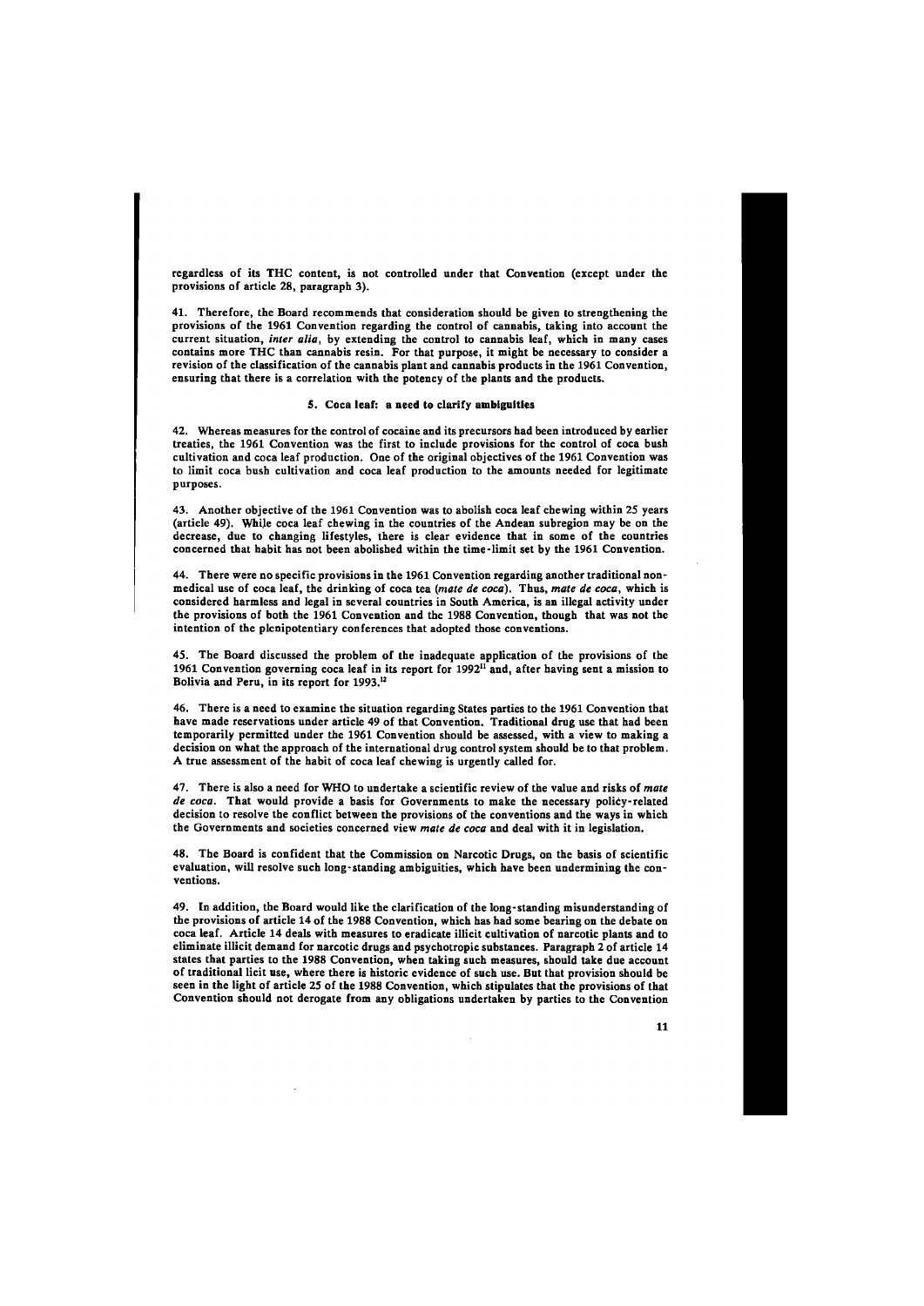regardless of its THC content, is not controlled under that Convention (except under the provisions of article 28, paragraph 3).

41. Therefore, the Board recommends that consideration should be given to strengthening the provisions of the 1961 Convention regarding the control of cannabis, taking into account the current situation, *inter alia*, by extending the control to cannabis leaf, which in many cases contains more THC than cannabis resin. For that purpose, it might be necessary to consider a revision of the classification of the cannabis plant and cannabis products in the 1961 Convention, ensuring that there is a correlation with the potency of the plants and the products.

### 5. Coca leaf: a need to clarify ambiguities

42. Whereas measures for the control of cocaine and its precursors had been introduced by earlier treaties, the 1961 Convention was the first to include provisions for the control of coca bush cultivation and coca leaf production. One of the original objectives of the 1961 Convention was to limit coca bush cultivation and coca leaf production to the amounts needed for legitimate purposes.

43. Another objective of the 1961 Convention was to abolish coca leaf chewing within 25 years (article 49). While coca leaf chewing in the countries of the Andean subregion may be on the decrease, due to changing lifestyles, there is clear evidence that in some of the countries concerned that habit has not been abolished within the time-limit set by the 1961 Convention.

44. There were no specific provisions in the 1961 Convention regarding another traditional non-medical use of coca leaf, the drinking of coca tea (*mate de coca*). Thus, *mate de coca*, which is considered harmless and legal in several countries in South America, is an illegal activity under the provisions of both the 1961 Convention and the 1988 Convention, though that was not the intention of the plenipotentiary conferences that adopted those conventions.

45. The Board discussed the problem of the inadequate application of the provisions of the 1961 Convention governing coca leaf in its report for 1992[11] and, after having sent a mission to Bolivia and Peru, in its report for 1993.[12]

46. There is a need to examine the situation regarding States parties to the 1961 Convention that have made reservations under article 49 of that Convention. Traditional drug use that had been temporarily permitted under the 1961 Convention should be assessed, with a view to making a decision on what the approach of the international drug control system should be to that problem. A true assessment of the habit of coca leaf chewing is urgently called for.

47. There is also a need for WHO to undertake a scientific review of the value and risks of *mate de coca*. That would provide a basis for Governments to make the necessary policy-related decision to resolve the conflict between the provisions of the conventions and the ways in which the Governments and societies concerned view *mate de coca* and deal with it in legislation.

48. The Board is confident that the Commission on Narcotic Drugs, on the basis of scientific evaluation, will resolve such long-standing ambiguities, which have been undermining the conventions.

49. In addition, the Board would like the clarification of the long-standing misunderstanding of the provisions of article 14 of the 1988 Convention, which has had some bearing on the debate on coca leaf. Article 14 deals with measures to eradicate illicit cultivation of narcotic plants and to eliminate illicit demand for narcotic drugs and psychotropic substances. Paragraph 2 of article 14 states that parties to the 1988 Convention, when taking such measures, should take due account of traditional licit use, where there is historic evidence of such use. But that provision should be seen in the light of article 25 of the 1988 Convention, which stipulates that the provisions of that Convention should not derogate from any obligations undertaken by parties to the Convention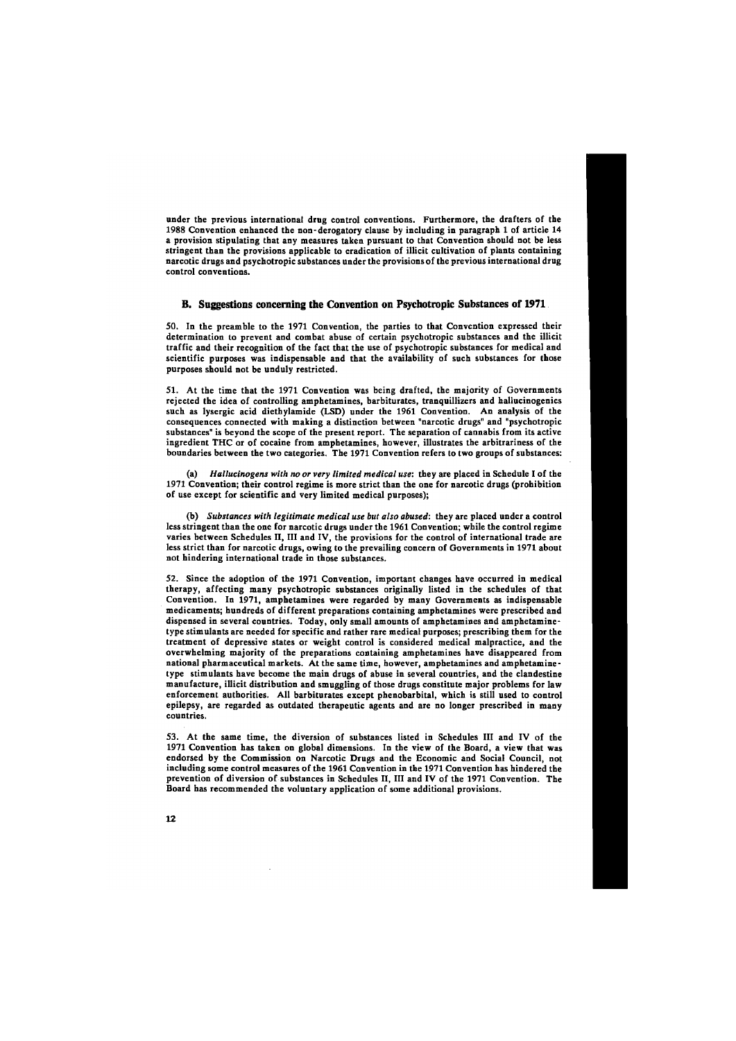under the previous international drug control conventions. Furthermore, the drafters of the 1988 Convention enhanced the non-derogatory clause by including in paragraph 1 of article 14 a provision stipulating that any measures taken pursuant to that Convention should not be less stringent than the provisions applicable to eradication of illicit cultivation of plants containing narcotic drugs and psychotropic substances under the provisions of the previous international drug control conventions.

## B. Suggestions concerning the Convention on Psychotropic Substances of 1971

50. In the preamble to the 1971 Convention, the parties to that Convention expressed their determination to prevent and combat abuse of certain psychotropic substances and the illicit traffic and their recognition of the fact that the use of psychotropic substances for medical and scientific purposes was indispensable and that the availability of such substances for those purposes should not be unduly restricted.

51. At the time that the 1971 Convention was being drafted, the majority of Governments rejected the idea of controlling amphetamines, barbiturates, tranquillizers and hallucinogenics such as lysergic acid diethylamide (LSD) under the 1961 Convention. An analysis of the consequences connected with making a distinction between "narcotic drugs" and "psychotropic substances" is beyond the scope of the present report. The separation of cannabis from its active ingredient THC or of cocaine from amphetamines, however, illustrates the arbitrariness of the boundaries between the two categories. The 1971 Convention refers to two groups of substances:

(a) *Hallucinogens with no or very limited medical use*: they are placed in Schedule I of the 1971 Convention; their control regime is more strict than the one for narcotic drugs (prohibition of use except for scientific and very limited medical purposes);

(b) *Substances with legitimate medical use but also abused*: they are placed under a control less stringent than the one for narcotic drugs under the 1961 Convention; while the control regime varies between Schedules II, III and IV, the provisions for the control of international trade are less strict than for narcotic drugs, owing to the prevailing concern of Governments in 1971 about not hindering international trade in those substances.

52. Since the adoption of the 1971 Convention, important changes have occurred in medical therapy, affecting many psychotropic substances originally listed in the schedules of that Convention. In 1971, amphetamines were regarded by many Governments as indispensable medicaments; hundreds of different preparations containing amphetamines were prescribed and dispensed in several countries. Today, only small amounts of amphetamines and amphetamine-type stimulants are needed for specific and rather rare medical purposes; prescribing them for the treatment of depressive states or weight control is considered medical malpractice, and the overwhelming majority of the preparations containing amphetamines have disappeared from national pharmaceutical markets. At the same time, however, amphetamines and amphetamine-type stimulants have become the main drugs of abuse in several countries, and the clandestine manufacture, illicit distribution and smuggling of those drugs constitute major problems for law enforcement authorities. All barbiturates except phenobarbital, which is still used to control epilepsy, are regarded as outdated therapeutic agents and are no longer prescribed in many countries.

53. At the same time, the diversion of substances listed in Schedules III and IV of the 1971 Convention has taken on global dimensions. In the view of the Board, a view that was endorsed by the Commission on Narcotic Drugs and the Economic and Social Council, not including some control measures of the 1961 Convention in the 1971 Convention has hindered the prevention of diversion of substances in Schedules II, III and IV of the 1971 Convention. The Board has recommended the voluntary application of some additional provisions.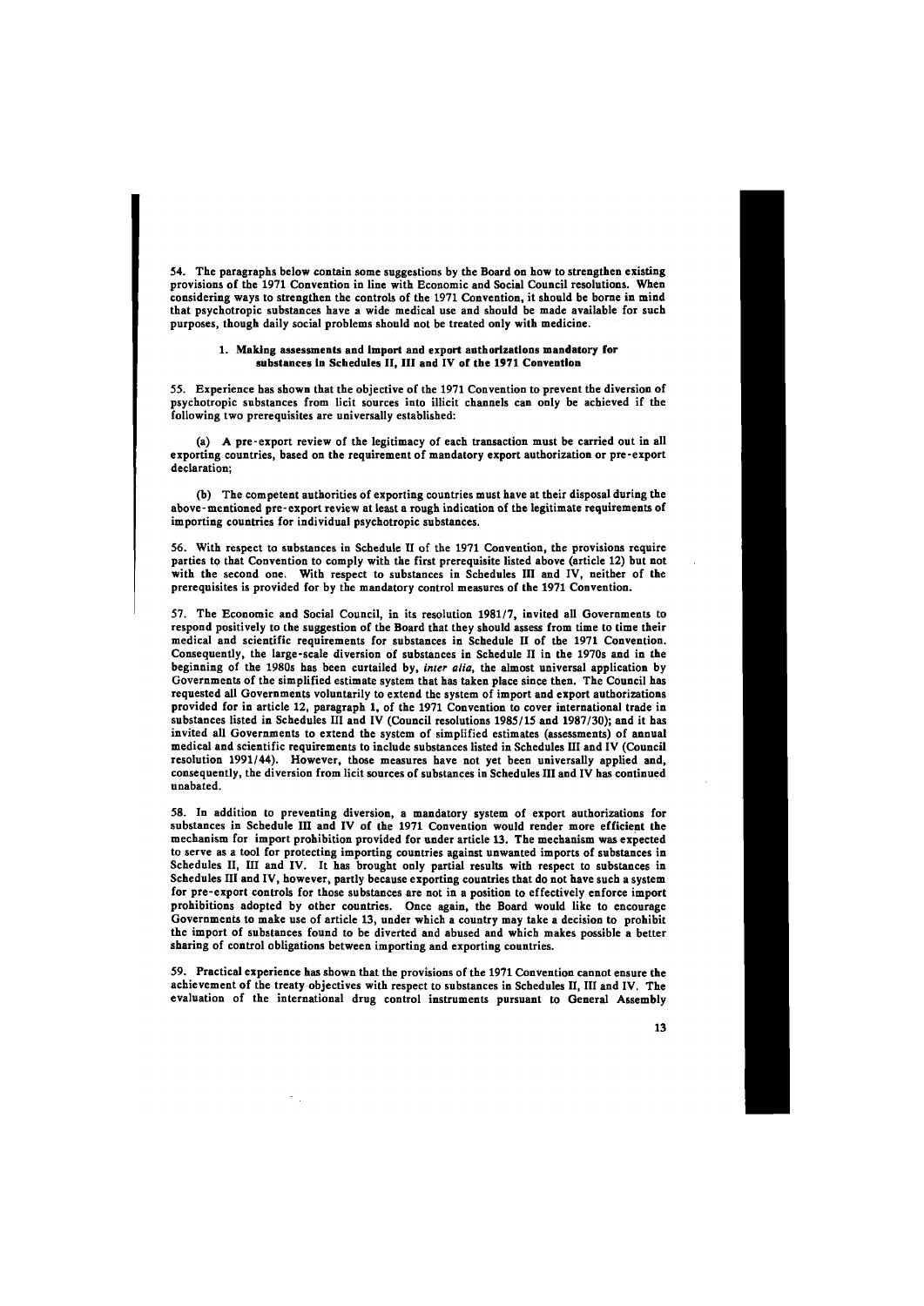54. The paragraphs below contain some suggestions by the Board on how to strengthen existing provisions of the 1971 Convention in line with Economic and Social Council resolutions. When considering ways to strengthen the controls of the 1971 Convention, it should be borne in mind that psychotropic substances have a wide medical use and should be made available for such purposes, though daily social problems should not be treated only with medicine.

### 1. Making assessments and import and export authorizations mandatory for substances in Schedules II, III and IV of the 1971 Convention

55. Experience has shown that the objective of the 1971 Convention to prevent the diversion of psychotropic substances from licit sources into illicit channels can only be achieved if the following two prerequisites are universally established:

(a) A pre-export review of the legitimacy of each transaction must be carried out in all exporting countries, based on the requirement of mandatory export authorization or pre-export declaration;

(b) The competent authorities of exporting countries must have at their disposal during the above-mentioned pre-export review at least a rough indication of the legitimate requirements of importing countries for individual psychotropic substances.

56. With respect to substances in Schedule II of the 1971 Convention, the provisions require parties to that Convention to comply with the first prerequisite listed above (article 12) but not with the second one. With respect to substances in Schedules III and IV, neither of the prerequisites is provided for by the mandatory control measures of the 1971 Convention.

57. The Economic and Social Council, in its resolution 1981/7, invited all Governments to respond positively to the suggestion of the Board that they should assess from time to time their medical and scientific requirements for substances in Schedule II of the 1971 Convention. Consequently, the large-scale diversion of substances in Schedule II in the 1970s and in the beginning of the 1980s has been curtailed by, *inter alia*, the almost universal application by Governments of the simplified estimate system that has taken place since then. The Council has requested all Governments voluntarily to extend the system of import and export authorizations provided for in article 12, paragraph 1, of the 1971 Convention to cover international trade in substances listed in Schedules III and IV (Council resolutions 1985/15 and 1987/30); and it has invited all Governments to extend the system of simplified estimates (assessments) of annual medical and scientific requirements to include substances listed in Schedules III and IV (Council resolution 1991/44). However, those measures have not yet been universally applied and, consequently, the diversion from licit sources of substances in Schedules III and IV has continued unabated.

58. In addition to preventing diversion, a mandatory system of export authorizations for substances in Schedule III and IV of the 1971 Convention would render more efficient the mechanism for import prohibition provided for under article 13. The mechanism was expected to serve as a tool for protecting importing countries against unwanted imports of substances in Schedules II, III and IV. It has brought only partial results with respect to substances in Schedules III and IV, however, partly because exporting countries that do not have such a system for pre-export controls for those substances are not in a position to effectively enforce import prohibitions adopted by other countries. Once again, the Board would like to encourage Governments to make use of article 13, under which a country may take a decision to prohibit the import of substances found to be diverted and abused and which makes possible a better sharing of control obligations between importing and exporting countries.

59. Practical experience has shown that the provisions of the 1971 Convention cannot ensure the achievement of the treaty objectives with respect to substances in Schedules II, III and IV. The evaluation of the international drug control instruments pursuant to General Assembly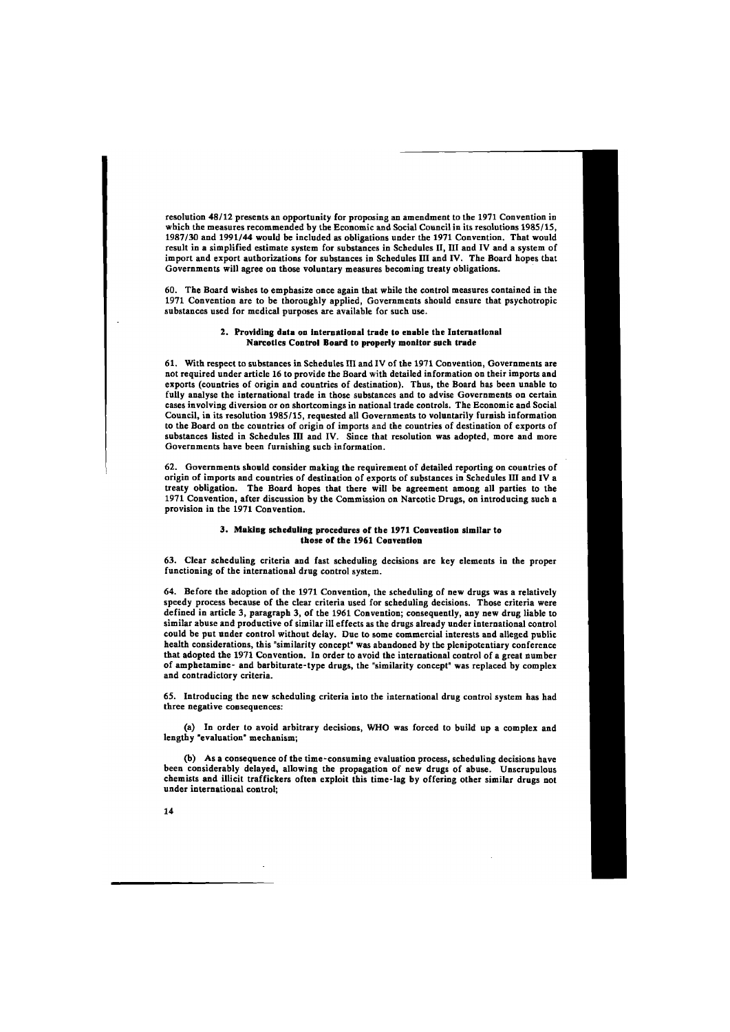resolution 48/12 presents an opportunity for proposing an amendment to the 1971 Convention in which the measures recommended by the Economic and Social Council in its resolutions 1985/15, 1987/30 and 1991/44 would be included as obligations under the 1971 Convention. That would result in a simplified estimate system for substances in Schedules II, III and IV and a system of import and export authorizations for substances in Schedules III and IV. The Board hopes that Governments will agree on those voluntary measures becoming treaty obligations.

60. The Board wishes to emphasize once again that while the control measures contained in the 1971 Convention are to be thoroughly applied, Governments should ensure that psychotropic substances used for medical purposes are available for such use.

### 2. Providing data on international trade to enable the International Narcotics Control Board to properly monitor such trade

61. With respect to substances in Schedules III and IV of the 1971 Convention, Governments are not required under article 16 to provide the Board with detailed information on their imports and exports (countries of origin and countries of destination). Thus, the Board has been unable to fully analyse the international trade in those substances and to advise Governments on certain cases involving diversion or on shortcomings in national trade controls. The Economic and Social Council, in its resolution 1985/15, requested all Governments to voluntarily furnish information to the Board on the countries of origin of imports and the countries of destination of exports of substances listed in Schedules III and IV. Since that resolution was adopted, more and more Governments have been furnishing such information.

62. Governments should consider making the requirement of detailed reporting on countries of origin of imports and countries of destination of exports of substances in Schedules III and IV a treaty obligation. The Board hopes that there will be agreement among all parties to the 1971 Convention, after discussion by the Commission on Narcotic Drugs, on introducing such a provision in the 1971 Convention.

### 3. Making scheduling procedures of the 1971 Convention similar to those of the 1961 Convention

63. Clear scheduling criteria and fast scheduling decisions are key elements in the proper functioning of the international drug control system.

64. Before the adoption of the 1971 Convention, the scheduling of new drugs was a relatively speedy process because of the clear criteria used for scheduling decisions. Those criteria were defined in article 3, paragraph 3, of the 1961 Convention; consequently, any new drug liable to similar abuse and productive of similar ill effects as the drugs already under international control could be put under control without delay. Due to some commercial interests and alleged public health considerations, this "similarity concept" was abandoned by the plenipotentiary conference that adopted the 1971 Convention. In order to avoid the international control of a great number of amphetamine- and barbiturate-type drugs, the "similarity concept" was replaced by complex and contradictory criteria.

65. Introducing the new scheduling criteria into the international drug control system has had three negative consequences:

(a) In order to avoid arbitrary decisions, WHO was forced to build up a complex and lengthy "evaluation" mechanism;

(b) As a consequence of the time-consuming evaluation process, scheduling decisions have been considerably delayed, allowing the propagation of new drugs of abuse. Unscrupulous chemists and illicit traffickers often exploit this time-lag by offering other similar drugs not under international control;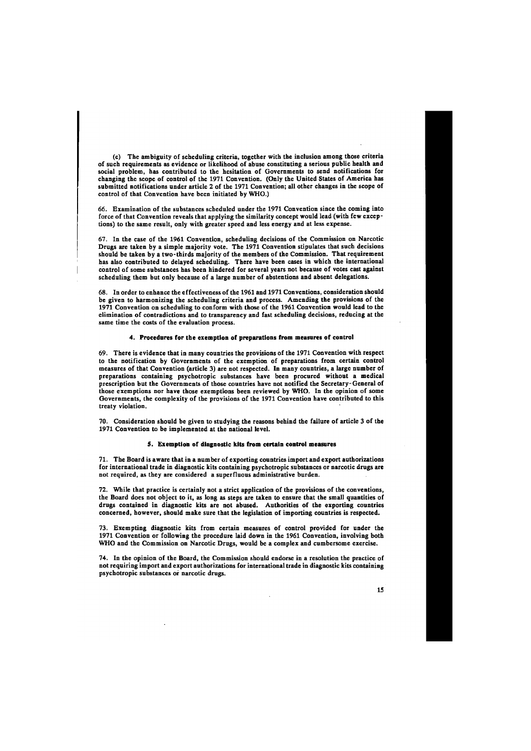(c) The ambiguity of scheduling criteria, together with the inclusion among those criteria of such requirements as evidence or likelihood of abuse constituting a serious public health and social problem, has contributed to the hesitation of Governments to send notifications for changing the scope of control of the 1971 Convention. (Only the United States of America has submitted notifications under article 2 of the 1971 Convention; all other changes in the scope of control of that Convention have been initiated by WHO.)

66. Examination of the substances scheduled under the 1971 Convention since the coming into force of that Convention reveals that applying the similarity concept would lead (with few exceptions) to the same result, only with greater speed and less energy and at less expense.

67. In the case of the 1961 Convention, scheduling decisions of the Commission on Narcotic Drugs are taken by a simple majority vote. The 1971 Convention stipulates that such decisions should be taken by a two-thirds majority of the members of the Commission. That requirement has also contributed to delayed scheduling. There have been cases in which the international control of some substances has been hindered for several years not because of votes cast against scheduling them but only because of a large number of abstentions and absent delegations.

68. In order to enhance the effectiveness of the 1961 and 1971 Conventions, consideration should be given to harmonizing the scheduling criteria and process. Amending the provisions of the 1971 Convention on scheduling to conform with those of the 1961 Convention would lead to the elimination of contradictions and to transparency and fast scheduling decisions, reducing at the same time the costs of the evaluation process.

#### 4. Procedures for the exemption of preparations from measures of control

69. There is evidence that in many countries the provisions of the 1971 Convention with respect to the notification by Governments of the exemption of preparations from certain control measures of that Convention (article 3) are not respected. In many countries, a large number of preparations containing psychotropic substances have been procured without a medical prescription but the Governments of those countries have not notified the Secretary-General of those exemptions nor have those exemptions been reviewed by WHO. In the opinion of some Governments, the complexity of the provisions of the 1971 Convention have contributed to this treaty violation.

70. Consideration should be given to studying the reasons behind the failure of article 3 of the 1971 Convention to be implemented at the national level.

#### 5. Exemption of diagnostic kits from certain control measures

71. The Board is aware that in a number of exporting countries import and export authorizations for international trade in diagnostic kits containing psychotropic substances or narcotic drugs are not required, as they are considered a superfluous administrative burden.

72. While that practice is certainly not a strict application of the provisions of the conventions, the Board does not object to it, as long as steps are taken to ensure that the small quantities of drugs contained in diagnostic kits are not abused. Authorities of the exporting countries concerned, however, should make sure that the legislation of importing countries is respected.

73. Exempting diagnostic kits from certain measures of control provided for under the 1971 Convention or following the procedure laid down in the 1961 Convention, involving both WHO and the Commission on Narcotic Drugs, would be a complex and cumbersome exercise.

74. In the opinion of the Board, the Commission should endorse in a resolution the practice of not requiring import and export authorizations for international trade in diagnostic kits containing psychotropic substances or narcotic drugs.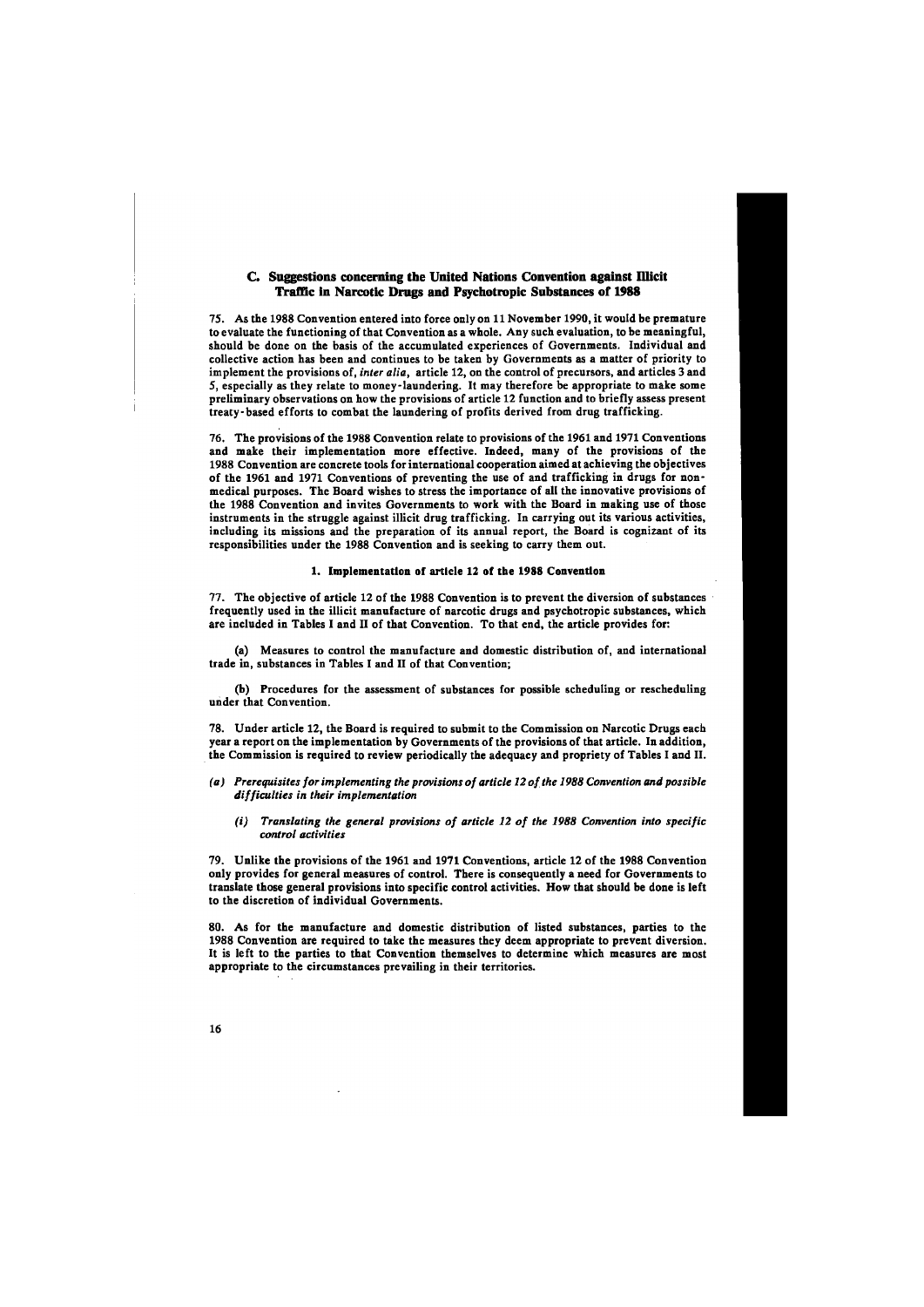## C. Suggestions concerning the United Nations Convention against Illicit Traffic in Narcotic Drugs and Psychotropic Substances of 1988

75. As the 1988 Convention entered into force only on 11 November 1990, it would be premature to evaluate the functioning of that Convention as a whole. Any such evaluation, to be meaningful, should be done on the basis of the accumulated experiences of Governments. Individual and collective action has been and continues to be taken by Governments as a matter of priority to implement the provisions of, *inter alia*, article 12, on the control of precursors, and articles 3 and 5, especially as they relate to money-laundering. It may therefore be appropriate to make some preliminary observations on how the provisions of article 12 function and to briefly assess present treaty-based efforts to combat the laundering of profits derived from drug trafficking.

76. The provisions of the 1988 Convention relate to provisions of the 1961 and 1971 Conventions and make their implementation more effective. Indeed, many of the provisions of the 1988 Convention are concrete tools for international cooperation aimed at achieving the objectives of the 1961 and 1971 Conventions of preventing the use of and trafficking in drugs for non-medical purposes. The Board wishes to stress the importance of all the innovative provisions of the 1988 Convention and invites Governments to work with the Board in making use of those instruments in the struggle against illicit drug trafficking. In carrying out its various activities, including its missions and the preparation of its annual report, the Board is cognizant of its responsibilities under the 1988 Convention and is seeking to carry them out.

### 1. Implementation of article 12 of the 1988 Convention

77. The objective of article 12 of the 1988 Convention is to prevent the diversion of substances frequently used in the illicit manufacture of narcotic drugs and psychotropic substances, which are included in Tables I and II of that Convention. To that end, the article provides for:

(a) Measures to control the manufacture and domestic distribution of, and international trade in, substances in Tables I and II of that Convention;

(b) Procedures for the assessment of substances for possible scheduling or rescheduling under that Convention.

78. Under article 12, the Board is required to submit to the Commission on Narcotic Drugs each year a report on the implementation by Governments of the provisions of that article. In addition, the Commission is required to review periodically the adequacy and propriety of Tables I and II.

*(a) Prerequisites for implementing the provisions of article 12 of the 1988 Convention and possible difficulties in their implementation*

*(i) Translating the general provisions of article 12 of the 1988 Convention into specific control activities*

79. Unlike the provisions of the 1961 and 1971 Conventions, article 12 of the 1988 Convention only provides for general measures of control. There is consequently a need for Governments to translate those general provisions into specific control activities. How that should be done is left to the discretion of individual Governments.

80. As for the manufacture and domestic distribution of listed substances, parties to the 1988 Convention are required to take the measures they deem appropriate to prevent diversion. It is left to the parties to that Convention themselves to determine which measures are most appropriate to the circumstances prevailing in their territories.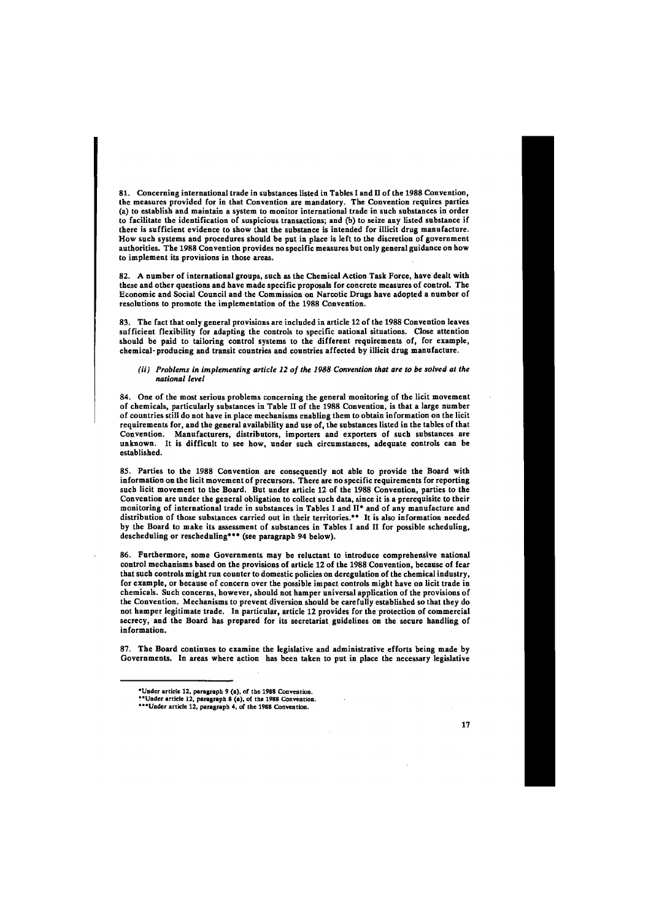81. Concerning international trade in substances listed in Tables I and II of the 1988 Convention, the measures provided for in that Convention are mandatory. The Convention requires parties (a) to establish and maintain a system to monitor international trade in such substances in order to facilitate the identification of suspicious transactions; and (b) to seize any listed substance if there is sufficient evidence to show that the substance is intended for illicit drug manufacture. How such systems and procedures should be put in place is left to the discretion of government authorities. The 1988 Convention provides no specific measures but only general guidance on how to implement its provisions in those areas.

82. A number of international groups, such as the Chemical Action Task Force, have dealt with these and other questions and have made specific proposals for concrete measures of control. The Economic and Social Council and the Commission on Narcotic Drugs have adopted a number of resolutions to promote the implementation of the 1988 Convention.

83. The fact that only general provisions are included in article 12 of the 1988 Convention leaves sufficient flexibility for adapting the controls to specific national situations. Close attention should be paid to tailoring control systems to the different requirements of, for example, chemical-producing and transit countries and countries affected by illicit drug manufacture.

*(ii) Problems in implementing article 12 of the 1988 Convention that are to be solved at the national level*

84. One of the most serious problems concerning the general monitoring of the licit movement of chemicals, particularly substances in Table II of the 1988 Convention, is that a large number of countries still do not have in place mechanisms enabling them to obtain information on the licit requirements for, and the general availability and use of, the substances listed in the tables of that Convention. Manufacturers, distributors, importers and exporters of such substances are unknown. It is difficult to see how, under such circumstances, adequate controls can be established.

85. Parties to the 1988 Convention are consequently not able to provide the Board with information on the licit movement of precursors. There are no specific requirements for reporting such licit movement to the Board. But under article 12 of the 1988 Convention, parties to the Convention are under the general obligation to collect such data, since it is a prerequisite to their monitoring of international trade in substances in Tables I and II* and of any manufacture and distribution of those substances carried out in their territories.** It is also information needed by the Board to make its assessment of substances in Tables I and II for possible scheduling, descheduling or rescheduling*** (see paragraph 94 below).

86. Furthermore, some Governments may be reluctant to introduce comprehensive national control mechanisms based on the provisions of article 12 of the 1988 Convention, because of fear that such controls might run counter to domestic policies on deregulation of the chemical industry, for example, or because of concern over the possible impact controls might have on licit trade in chemicals. Such concerns, however, should not hamper universal application of the provisions of the Convention. Mechanisms to prevent diversion should be carefully established so that they do not hamper legitimate trade. In particular, article 12 provides for the protection of commercial secrecy, and the Board has prepared for its secretariat guidelines on the secure handling of information.

87. The Board continues to examine the legislative and administrative efforts being made by Governments. In areas where action has been taken to put in place the necessary legislative

---

*Under article 12, paragraph 9 (a), of the 1988 Convention.

**Under article 12, paragraph 8 (a), of the 1988 Convention.

***Under article 12, paragraph 4, of the 1988 Convention.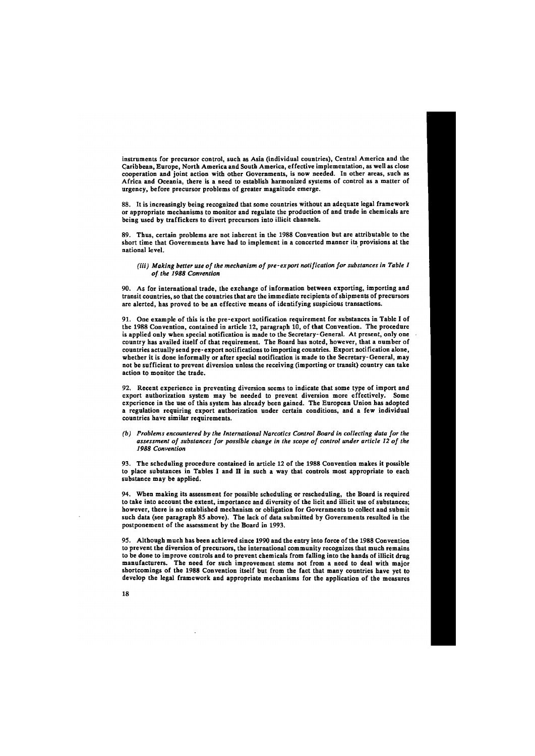instruments for precursor control, such as Asia (individual countries), Central America and the Caribbean, Europe, North America and South America, effective implementation, as well as close cooperation and joint action with other Governments, is now needed. In other areas, such as Africa and Oceania, there is a need to establish harmonized systems of control as a matter of urgency, before precursor problems of greater magnitude emerge.

88. It is increasingly being recognized that some countries without an adequate legal framework or appropriate mechanisms to monitor and regulate the production of and trade in chemicals are being used by traffickers to divert precursors into illicit channels.

89. Thus, certain problems are not inherent in the 1988 Convention but are attributable to the short time that Governments have had to implement in a concerted manner its provisions at the national level.

*(iii) Making better use of the mechanism of pre-export notification for substances in Table I of the 1988 Convention*

90. As for international trade, the exchange of information between exporting, importing and transit countries, so that the countries that are the immediate recipients of shipments of precursors are alerted, has proved to be an effective means of identifying suspicious transactions.

91. One example of this is the pre-export notification requirement for substances in Table I of the 1988 Convention, contained in article 12, paragraph 10, of that Convention. The procedure is applied only when special notification is made to the Secretary-General. At present, only one country has availed itself of that requirement. The Board has noted, however, that a number of countries actually send pre-export notifications to importing countries. Export notification alone, whether it is done informally or after special notification is made to the Secretary-General, may not be sufficient to prevent diversion unless the receiving (importing or transit) country can take action to monitor the trade.

92. Recent experience in preventing diversion seems to indicate that some type of import and export authorization system may be needed to prevent diversion more effectively. Some experience in the use of this system has already been gained. The European Union has adopted a regulation requiring export authorization under certain conditions, and a few individual countries have similar requirements.

*(b) Problems encountered by the International Narcotics Control Board in collecting data for the assessment of substances for possible change in the scope of control under article 12 of the 1988 Convention*

93. The scheduling procedure contained in article 12 of the 1988 Convention makes it possible to place substances in Tables I and II in such a way that controls most appropriate to each substance may be applied.

94. When making its assessment for possible scheduling or rescheduling, the Board is required to take into account the extent, importance and diversity of the licit and illicit use of substances; however, there is no established mechanism or obligation for Governments to collect and submit such data (see paragraph 85 above). The lack of data submitted by Governments resulted in the postponement of the assessment by the Board in 1993.

95. Although much has been achieved since 1990 and the entry into force of the 1988 Convention to prevent the diversion of precursors, the international community recognizes that much remains to be done to improve controls and to prevent chemicals from falling into the hands of illicit drug manufacturers. The need for such improvement stems not from a need to deal with major shortcomings of the 1988 Convention itself but from the fact that many countries have yet to develop the legal framework and appropriate mechanisms for the application of the measures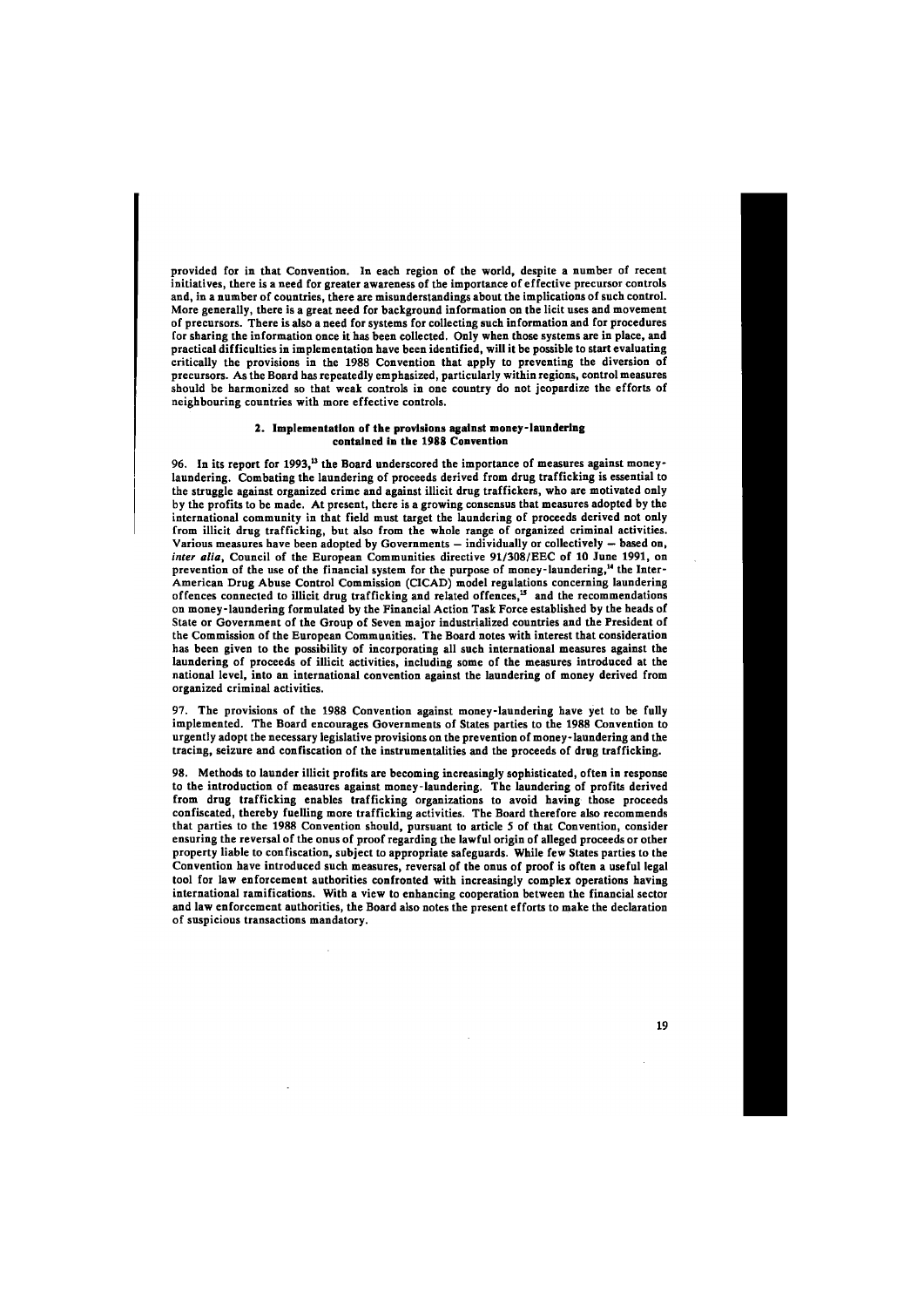provided for in that Convention. In each region of the world, despite a number of recent initiatives, there is a need for greater awareness of the importance of effective precursor controls and, in a number of countries, there are misunderstandings about the implications of such control. More generally, there is a great need for background information on the licit uses and movement of precursors. There is also a need for systems for collecting such information and for procedures for sharing the information once it has been collected. Only when those systems are in place, and practical difficulties in implementation have been identified, will it be possible to start evaluating critically the provisions in the 1988 Convention that apply to preventing the diversion of precursors. As the Board has repeatedly emphasized, particularly within regions, control measures should be harmonized so that weak controls in one country do not jeopardize the efforts of neighbouring countries with more effective controls.

### 2. Implementation of the provisions against money-laundering contained in the 1988 Convention

96. In its report for 1993,[13] the Board underscored the importance of measures against money-laundering. Combating the laundering of proceeds derived from drug trafficking is essential to the struggle against organized crime and against illicit drug traffickers, who are motivated only by the profits to be made. At present, there is a growing consensus that measures adopted by the international community in that field must target the laundering of proceeds derived not only from illicit drug trafficking, but also from the whole range of organized criminal activities. Various measures have been adopted by Governments – individually or collectively – based on, *inter alia*, Council of the European Communities directive 91/308/EEC of 10 June 1991, on prevention of the use of the financial system for the purpose of money-laundering,[14] the Inter-American Drug Abuse Control Commission (CICAD) model regulations concerning laundering offences connected to illicit drug trafficking and related offences,[15] and the recommendations on money-laundering formulated by the Financial Action Task Force established by the heads of State or Government of the Group of Seven major industrialized countries and the President of the Commission of the European Communities. The Board notes with interest that consideration has been given to the possibility of incorporating all such international measures against the laundering of proceeds of illicit activities, including some of the measures introduced at the national level, into an international convention against the laundering of money derived from organized criminal activities.

97. The provisions of the 1988 Convention against money-laundering have yet to be fully implemented. The Board encourages Governments of States parties to the 1988 Convention to urgently adopt the necessary legislative provisions on the prevention of money-laundering and the tracing, seizure and confiscation of the instrumentalities and the proceeds of drug trafficking.

98. Methods to launder illicit profits are becoming increasingly sophisticated, often in response to the introduction of measures against money-laundering. The laundering of profits derived from drug trafficking enables trafficking organizations to avoid having those proceeds confiscated, thereby fuelling more trafficking activities. The Board therefore also recommends that parties to the 1988 Convention should, pursuant to article 5 of that Convention, consider ensuring the reversal of the onus of proof regarding the lawful origin of alleged proceeds or other property liable to confiscation, subject to appropriate safeguards. While few States parties to the Convention have introduced such measures, reversal of the onus of proof is often a useful legal tool for law enforcement authorities confronted with increasingly complex operations having international ramifications. With a view to enhancing cooperation between the financial sector and law enforcement authorities, the Board also notes the present efforts to make the declaration of suspicious transactions mandatory.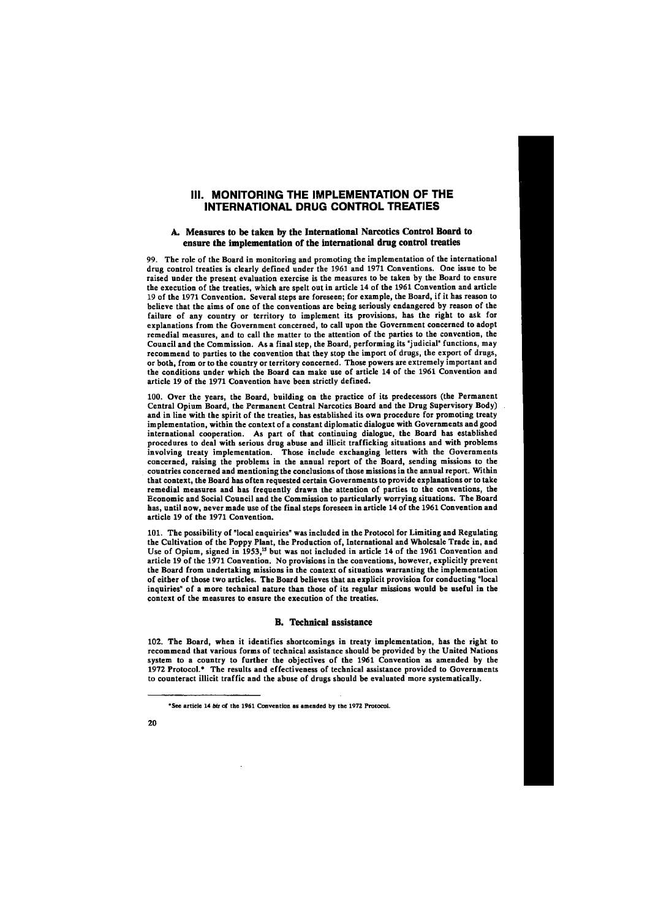# III. MONITORING THE IMPLEMENTATION OF THE INTERNATIONAL DRUG CONTROL TREATIES

## A. Measures to be taken by the International Narcotics Control Board to ensure the implementation of the international drug control treaties

99. The role of the Board in monitoring and promoting the implementation of the international drug control treaties is clearly defined under the 1961 and 1971 Conventions. One issue to be raised under the present evaluation exercise is the measures to be taken by the Board to ensure the execution of the treaties, which are spelt out in article 14 of the 1961 Convention and article 19 of the 1971 Convention. Several steps are foreseen; for example, the Board, if it has reason to believe that the aims of one of the conventions are being seriously endangered by reason of the failure of any country or territory to implement its provisions, has the right to ask for explanations from the Government concerned, to call upon the Government concerned to adopt remedial measures, and to call the matter to the attention of the parties to the convention, the Council and the Commission. As a final step, the Board, performing its "judicial" functions, may recommend to parties to the convention that they stop the import of drugs, the export of drugs, or both, from or to the country or territory concerned. Those powers are extremely important and the conditions under which the Board can make use of article 14 of the 1961 Convention and article 19 of the 1971 Convention have been strictly defined.

100. Over the years, the Board, building on the practice of its predecessors (the Permanent Central Opium Board, the Permanent Central Narcotics Board and the Drug Supervisory Body) and in line with the spirit of the treaties, has established its own procedure for promoting treaty implementation, within the context of a constant diplomatic dialogue with Governments and good international cooperation. As part of that continuing dialogue, the Board has established procedures to deal with serious drug abuse and illicit trafficking situations and with problems involving treaty implementation. Those include exchanging letters with the Governments concerned, raising the problems in the annual report of the Board, sending missions to the countries concerned and mentioning the conclusions of those missions in the annual report. Within that context, the Board has often requested certain Governments to provide explanations or to take remedial measures and has frequently drawn the attention of parties to the conventions, the Economic and Social Council and the Commission to particularly worrying situations. The Board has, until now, never made use of the final steps foreseen in article 14 of the 1961 Convention and article 19 of the 1971 Convention.

101. The possibility of "local enquiries" was included in the Protocol for Limiting and Regulating the Cultivation of the Poppy Plant, the Production of, International and Wholesale Trade in, and Use of Opium, signed in 1953,[15] but was not included in article 14 of the 1961 Convention and article 19 of the 1971 Convention. No provisions in the conventions, however, explicitly prevent the Board from undertaking missions in the context of situations warranting the implementation of either of those two articles. The Board believes that an explicit provision for conducting "local inquiries" of a more technical nature than those of its regular missions would be useful in the context of the measures to ensure the execution of the treaties.

## B. Technical assistance

102. The Board, when it identifies shortcomings in treaty implementation, has the right to recommend that various forms of technical assistance should be provided by the United Nations system to a country to further the objectives of the 1961 Convention as amended by the 1972 Protocol.* The results and effectiveness of technical assistance provided to Governments to counteract illicit traffic and the abuse of drugs should be evaluated more systematically.

---

*See article 14 *bis* of the 1961 Convention as amended by the 1972 Protocol.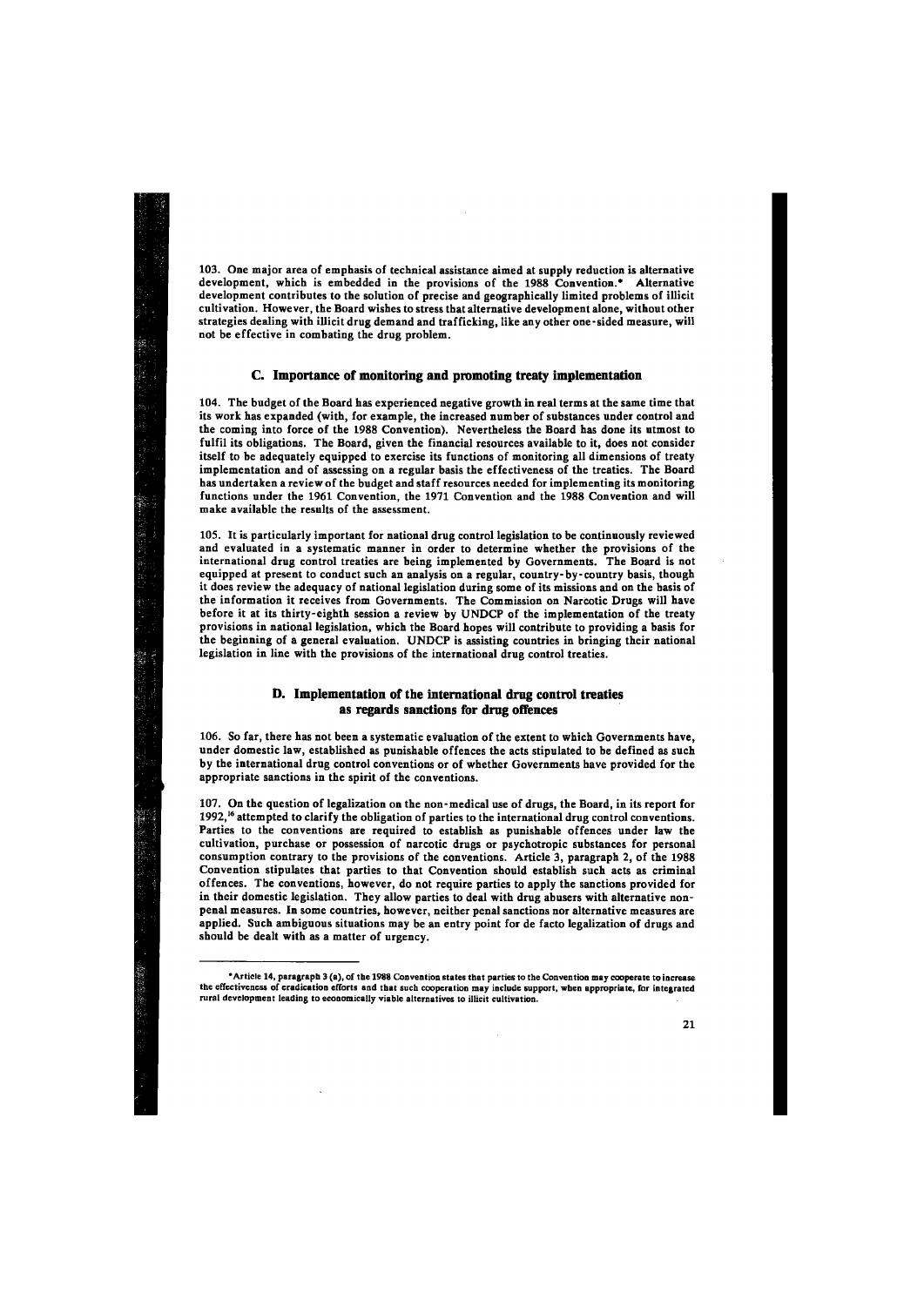103. One major area of emphasis of technical assistance aimed at supply reduction is alternative development, which is embedded in the provisions of the 1988 Convention.* Alternative development contributes to the solution of precise and geographically limited problems of illicit cultivation. However, the Board wishes to stress that alternative development alone, without other strategies dealing with illicit drug demand and trafficking, like any other one-sided measure, will not be effective in combating the drug problem.

## C. Importance of monitoring and promoting treaty implementation

104. The budget of the Board has experienced negative growth in real terms at the same time that its work has expanded (with, for example, the increased number of substances under control and the coming into force of the 1988 Convention). Nevertheless the Board has done its utmost to fulfil its obligations. The Board, given the financial resources available to it, does not consider itself to be adequately equipped to exercise its functions of monitoring all dimensions of treaty implementation and of assessing on a regular basis the effectiveness of the treaties. The Board has undertaken a review of the budget and staff resources needed for implementing its monitoring functions under the 1961 Convention, the 1971 Convention and the 1988 Convention and will make available the results of the assessment.

105. It is particularly important for national drug control legislation to be continuously reviewed and evaluated in a systematic manner in order to determine whether the provisions of the international drug control treaties are being implemented by Governments. The Board is not equipped at present to conduct such an analysis on a regular, country-by-country basis, though it does review the adequacy of national legislation during some of its missions and on the basis of the information it receives from Governments. The Commission on Narcotic Drugs will have before it at its thirty-eighth session a review by UNDCP of the implementation of the treaty provisions in national legislation, which the Board hopes will contribute to providing a basis for the beginning of a general evaluation. UNDCP is assisting countries in bringing their national legislation in line with the provisions of the international drug control treaties.

## D. Implementation of the international drug control treaties as regards sanctions for drug offences

106. So far, there has not been a systematic evaluation of the extent to which Governments have, under domestic law, established as punishable offences the acts stipulated to be defined as such by the international drug control conventions or of whether Governments have provided for the appropriate sanctions in the spirit of the conventions.

107. On the question of legalization on the non-medical use of drugs, the Board, in its report for 1992,[16] attempted to clarify the obligation of parties to the international drug control conventions. Parties to the conventions are required to establish as punishable offences under law the cultivation, purchase or possession of narcotic drugs or psychotropic substances for personal consumption contrary to the provisions of the conventions. Article 3, paragraph 2, of the 1988 Convention stipulates that parties to that Convention should establish such acts as criminal offences. The conventions, however, do not require parties to apply the sanctions provided for in their domestic legislation. They allow parties to deal with drug abusers with alternative non-penal measures. In some countries, however, neither penal sanctions nor alternative measures are applied. Such ambiguous situations may be an entry point for de facto legalization of drugs and should be dealt with as a matter of urgency.

---

*Article 14, paragraph 3 (a), of the 1988 Convention states that parties to the Convention may cooperate to increase the effectiveness of eradication efforts and that such cooperation may include support, when appropriate, for integrated rural development leading to economically viable alternatives to illicit cultivation.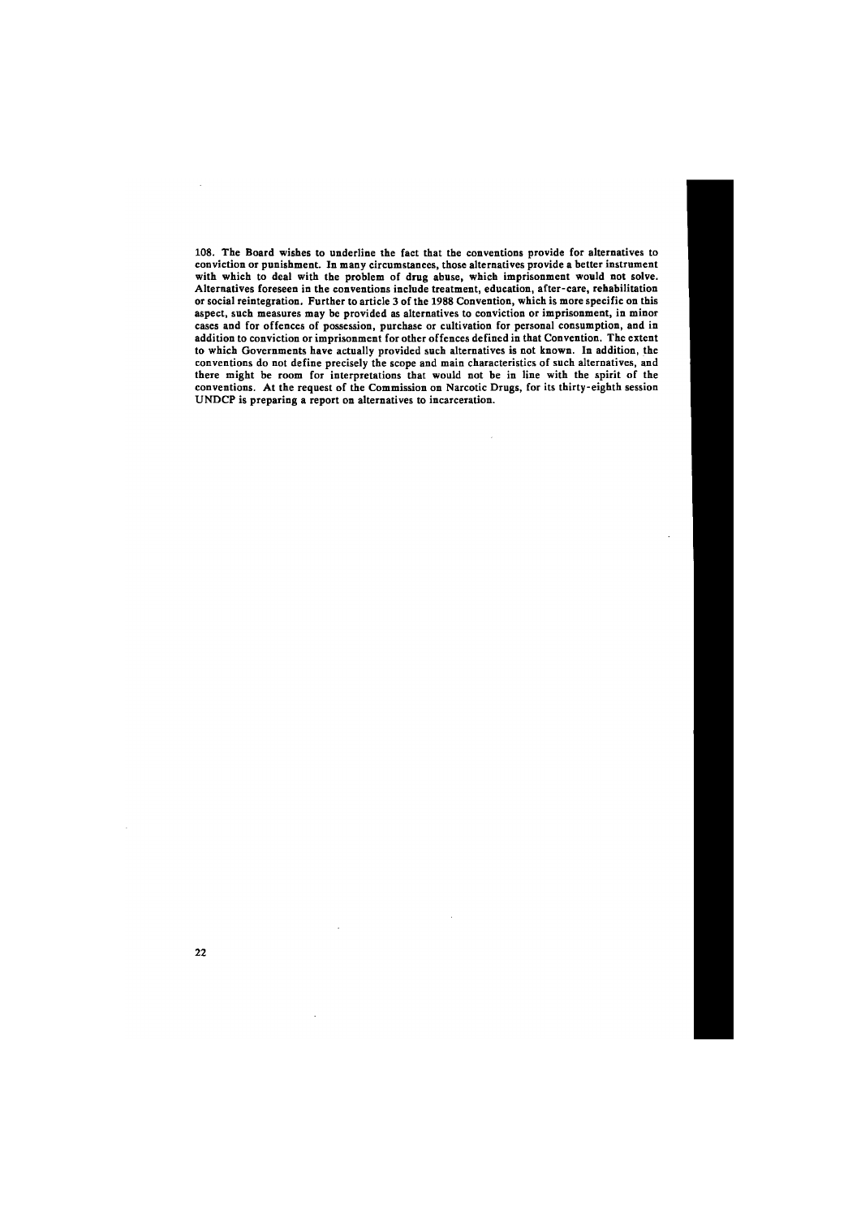108. The Board wishes to underline the fact that the conventions provide for alternatives to conviction or punishment. In many circumstances, those alternatives provide a better instrument with which to deal with the problem of drug abuse, which imprisonment would not solve. Alternatives foreseen in the conventions include treatment, education, after-care, rehabilitation or social reintegration. Further to article 3 of the 1988 Convention, which is more specific on this aspect, such measures may be provided as alternatives to conviction or imprisonment, in minor cases and for offences of possession, purchase or cultivation for personal consumption, and in addition to conviction or imprisonment for other offences defined in that Convention. The extent to which Governments have actually provided such alternatives is not known. In addition, the conventions do not define precisely the scope and main characteristics of such alternatives, and there might be room for interpretations that would not be in line with the spirit of the conventions. At the request of the Commission on Narcotic Drugs, for its thirty-eighth session UNDCP is preparing a report on alternatives to incarceration.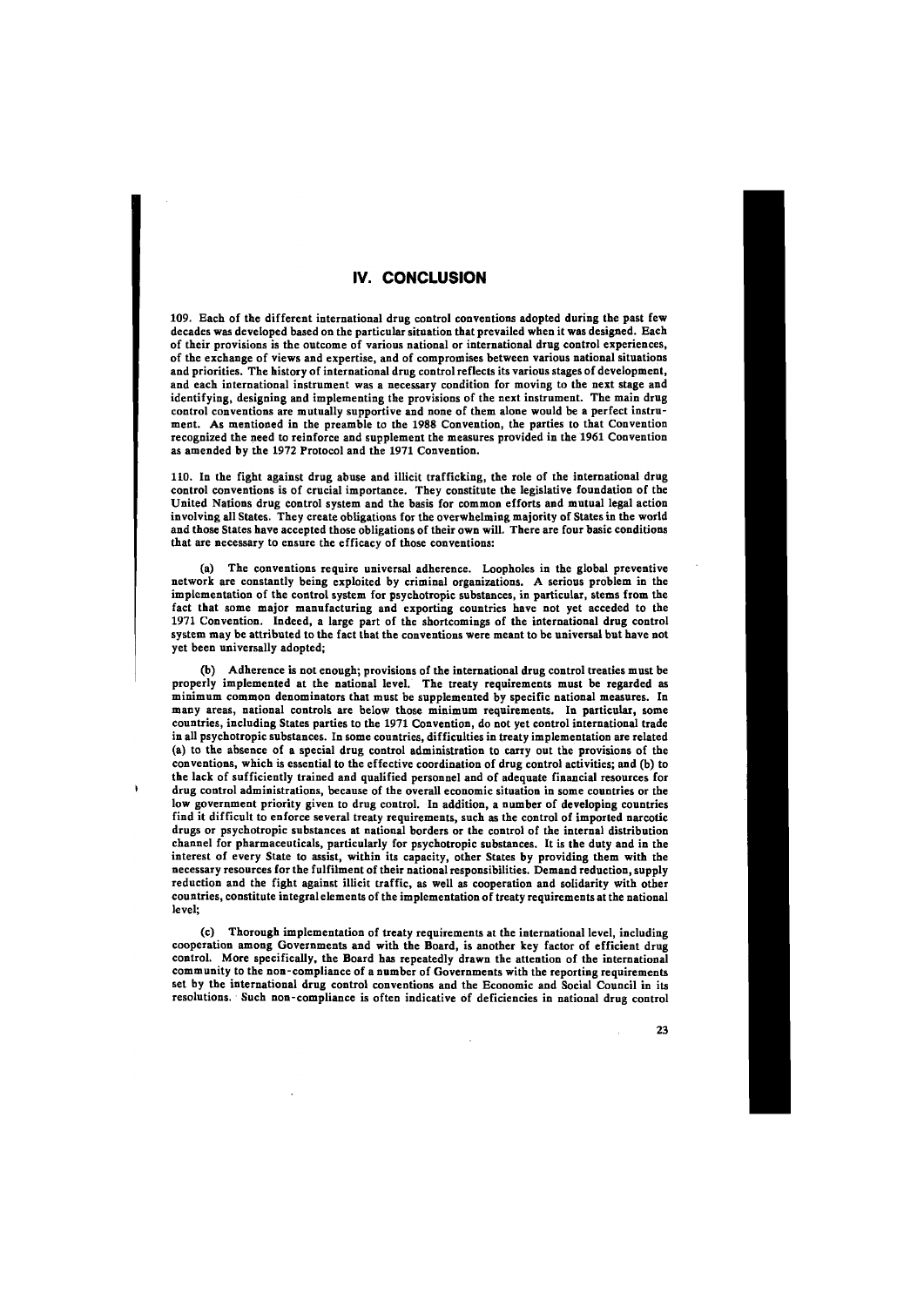## IV. CONCLUSION

109. Each of the different international drug control conventions adopted during the past few decades was developed based on the particular situation that prevailed when it was designed. Each of their provisions is the outcome of various national or international drug control experiences, of the exchange of views and expertise, and of compromises between various national situations and priorities. The history of international drug control reflects its various stages of development, and each international instrument was a necessary condition for moving to the next stage and identifying, designing and implementing the provisions of the next instrument. The main drug control conventions are mutually supportive and none of them alone would be a perfect instrument. As mentioned in the preamble to the 1988 Convention, the parties to that Convention recognized the need to reinforce and supplement the measures provided in the 1961 Convention as amended by the 1972 Protocol and the 1971 Convention.

110. In the fight against drug abuse and illicit trafficking, the role of the international drug control conventions is of crucial importance. They constitute the legislative foundation of the United Nations drug control system and the basis for common efforts and mutual legal action involving all States. They create obligations for the overwhelming majority of States in the world and those States have accepted those obligations of their own will. There are four basic conditions that are necessary to ensure the efficacy of those conventions:

(a) The conventions require universal adherence. Loopholes in the global preventive network are constantly being exploited by criminal organizations. A serious problem in the implementation of the control system for psychotropic substances, in particular, stems from the fact that some major manufacturing and exporting countries have not yet acceded to the 1971 Convention. Indeed, a large part of the shortcomings of the international drug control system may be attributed to the fact that the conventions were meant to be universal but have not yet been universally adopted;

(b) Adherence is not enough; provisions of the international drug control treaties must be properly implemented at the national level. The treaty requirements must be regarded as minimum common denominators that must be supplemented by specific national measures. In many areas, national controls are below those minimum requirements. In particular, some countries, including States parties to the 1971 Convention, do not yet control international trade in all psychotropic substances. In some countries, difficulties in treaty implementation are related (a) to the absence of a special drug control administration to carry out the provisions of the conventions, which is essential to the effective coordination of drug control activities; and (b) to the lack of sufficiently trained and qualified personnel and of adequate financial resources for drug control administrations, because of the overall economic situation in some countries or the low government priority given to drug control. In addition, a number of developing countries find it difficult to enforce several treaty requirements, such as the control of imported narcotic drugs or psychotropic substances at national borders or the control of the internal distribution channel for pharmaceuticals, particularly for psychotropic substances. It is the duty and in the interest of every State to assist, within its capacity, other States by providing them with the necessary resources for the fulfilment of their national responsibilities. Demand reduction, supply reduction and the fight against illicit traffic, as well as cooperation and solidarity with other countries, constitute integral elements of the implementation of treaty requirements at the national level;

(c) Thorough implementation of treaty requirements at the international level, including cooperation among Governments and with the Board, is another key factor of efficient drug control. More specifically, the Board has repeatedly drawn the attention of the international community to the non-compliance of a number of Governments with the reporting requirements set by the international drug control conventions and the Economic and Social Council in its resolutions. Such non-compliance is often indicative of deficiencies in national drug control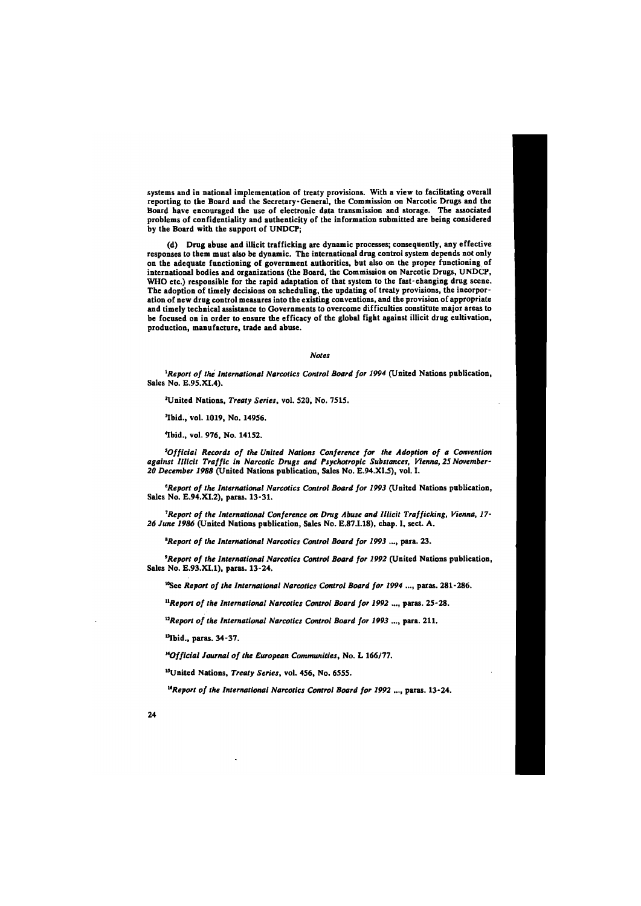systems and in national implementation of treaty provisions. With a view to facilitating overall reporting to the Board and the Secretary-General, the Commission on Narcotic Drugs and the Board have encouraged the use of electronic data transmission and storage. The associated problems of confidentiality and authenticity of the information submitted are being considered by the Board with the support of UNDCP;

(d) Drug abuse and illicit trafficking are dynamic processes; consequently, any effective responses to them must also be dynamic. The international drug control system depends not only on the adequate functioning of government authorities, but also on the proper functioning of international bodies and organizations (the Board, the Commission on Narcotic Drugs, UNDCP, WHO etc.) responsible for the rapid adaptation of that system to the fast-changing drug scene. The adoption of timely decisions on scheduling, the updating of treaty provisions, the incorporation of new drug control measures into the existing conventions, and the provision of appropriate and timely technical assistance to Governments to overcome difficulties constitute major areas to be focused on in order to ensure the efficacy of the global fight against illicit drug cultivation, production, manufacture, trade and abuse.

### *Notes*

[1]*Report of the International Narcotics Control Board for 1994* (United Nations publication, Sales No. E.95.XI.4).

[2]United Nations, *Treaty Series*, vol. 520, No. 7515.

[3]Ibid., vol. 1019, No. 14956.

[4]Ibid., vol. 976, No. 14152.

[5]*Official Records of the United Nations Conference for the Adoption of a Convention against Illicit Traffic in Narcotic Drugs and Psychotropic Substances, Vienna, 25 November-20 December 1988* (United Nations publication, Sales No. E.94.XI.5), vol. I.

[6]*Report of the International Narcotics Control Board for 1993* (United Nations publication, Sales No. E.94.XI.2), paras. 13-31.

[7]*Report of the International Conference on Drug Abuse and Illicit Trafficking, Vienna, 17-26 June 1986* (United Nations publication, Sales No. E.87.I.18), chap. I, sect. A.

[8]*Report of the International Narcotics Control Board for 1993 ...*, para. 23.

[9]*Report of the International Narcotics Control Board for 1992* (United Nations publication, Sales No. E.93.XI.1), paras. 13-24.

[10]See *Report of the International Narcotics Control Board for 1994 ...*, paras. 281-286.

[11]*Report of the International Narcotics Control Board for 1992 ...*, paras. 25-28.

[12]*Report of the International Narcotics Control Board for 1993 ...*, para. 211.

[13]Ibid., paras. 34-37.

[14]*Official Journal of the European Communities*, No. L 166/77.

[15]United Nations, *Treaty Series*, vol. 456, No. 6555.

[16]*Report of the International Narcotics Control Board for 1992 ...*, paras. 13-24.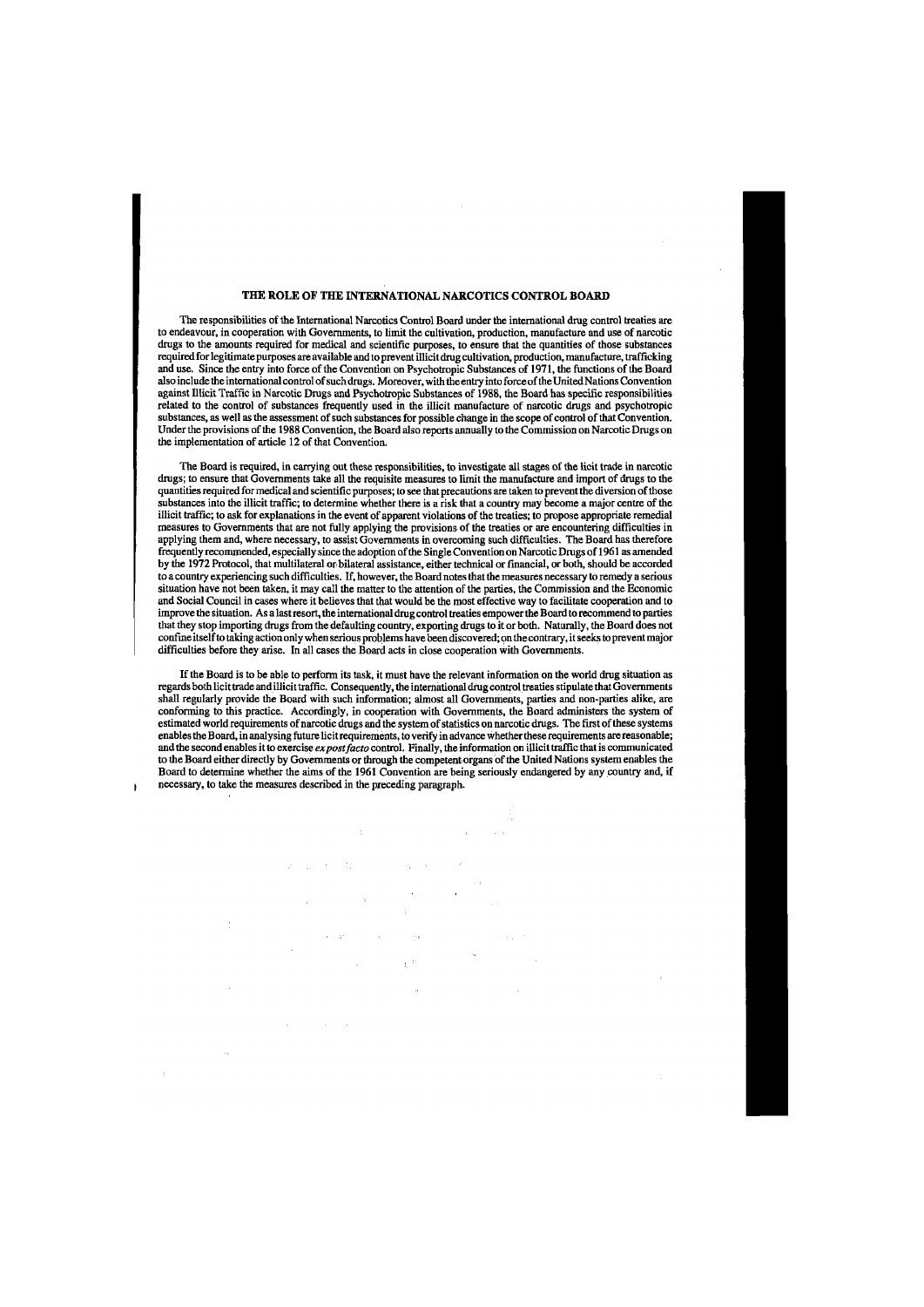# THE ROLE OF THE INTERNATIONAL NARCOTICS CONTROL BOARD

The responsibilities of the International Narcotics Control Board under the international drug control treaties are to endeavour, in cooperation with Governments, to limit the cultivation, production, manufacture and use of narcotic drugs to the amounts required for medical and scientific purposes, to ensure that the quantities of those substances required for legitimate purposes are available and to prevent illicit drug cultivation, production, manufacture, trafficking and use. Since the entry into force of the Convention on Psychotropic Substances of 1971, the functions of the Board also include the international control of such drugs. Moreover, with the entry into force of the United Nations Convention against Illicit Traffic in Narcotic Drugs and Psychotropic Substances of 1988, the Board has specific responsibilities related to the control of substances frequently used in the illicit manufacture of narcotic drugs and psychotropic substances, as well as the assessment of such substances for possible change in the scope of control of that Convention. Under the provisions of the 1988 Convention, the Board also reports annually to the Commission on Narcotic Drugs on the implementation of article 12 of that Convention.

The Board is required, in carrying out these responsibilities, to investigate all stages of the licit trade in narcotic drugs; to ensure that Governments take all the requisite measures to limit the manufacture and import of drugs to the quantities required for medical and scientific purposes; to see that precautions are taken to prevent the diversion of those substances into the illicit traffic; to determine whether there is a risk that a country may become a major centre of the illicit traffic; to ask for explanations in the event of apparent violations of the treaties; to propose appropriate remedial measures to Governments that are not fully applying the provisions of the treaties or are encountering difficulties in applying them and, where necessary, to assist Governments in overcoming such difficulties. The Board has therefore frequently recommended, especially since the adoption of the Single Convention on Narcotic Drugs of 1961 as amended by the 1972 Protocol, that multilateral or bilateral assistance, either technical or financial, or both, should be accorded to a country experiencing such difficulties. If, however, the Board notes that the measures necessary to remedy a serious situation have not been taken, it may call the matter to the attention of the parties, the Commission and the Economic and Social Council in cases where it believes that that would be the most effective way to facilitate cooperation and to improve the situation. As a last resort, the international drug control treaties empower the Board to recommend to parties that they stop importing drugs from the defaulting country, exporting drugs to it or both. Naturally, the Board does not confine itself to taking action only when serious problems have been discovered; on the contrary, it seeks to prevent major difficulties before they arise. In all cases the Board acts in close cooperation with Governments.

If the Board is to be able to perform its task, it must have the relevant information on the world drug situation as regards both licit trade and illicit traffic. Consequently, the international drug control treaties stipulate that Governments shall regularly provide the Board with such information; almost all Governments, parties and non-parties alike, are conforming to this practice. Accordingly, in cooperation with Governments, the Board administers the system of estimated world requirements of narcotic drugs and the system of statistics on narcotic drugs. The first of these systems enables the Board, in analysing future licit requirements, to verify in advance whether these requirements are reasonable; and the second enables it to exercise *ex post facto* control. Finally, the information on illicit traffic that is communicated to the Board either directly by Governments or through the competent organs of the United Nations system enables the Board to determine whether the aims of the 1961 Convention are being seriously endangered by any country and, if necessary, to take the measures described in the preceding paragraph.